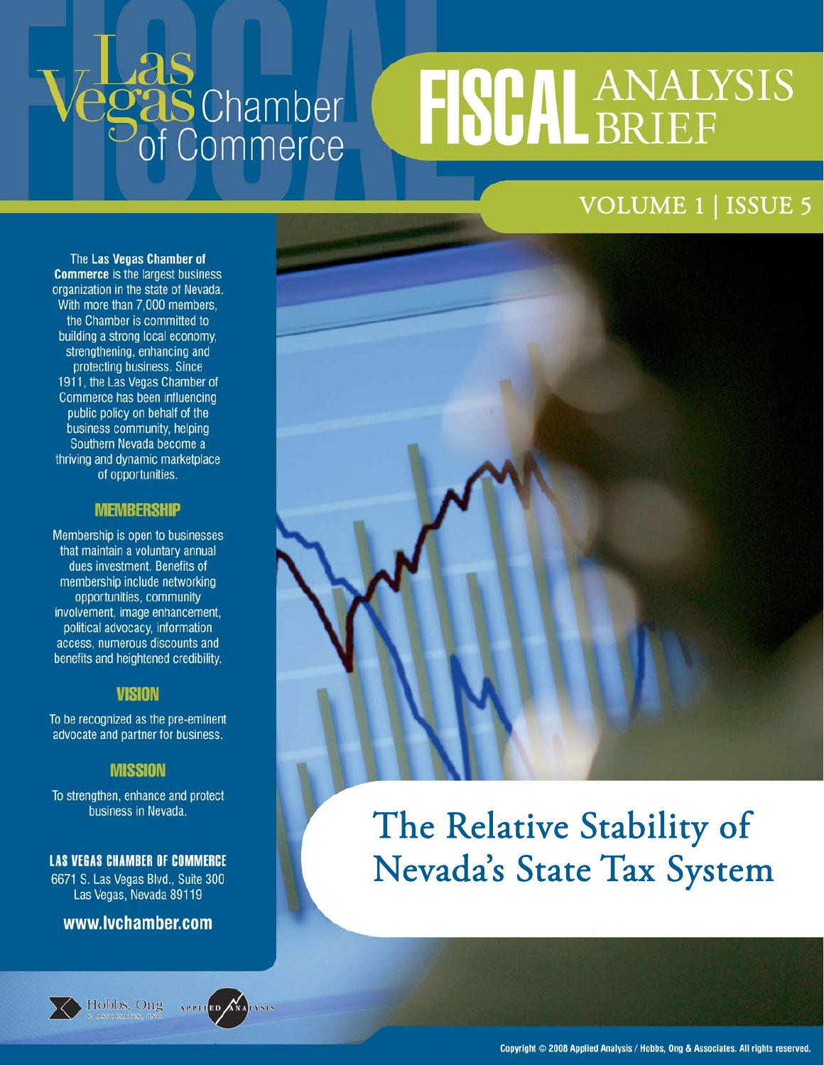Las Vegas Chamber of Commerce

# FISCAL ANALYSIS BRIEF

VOLUME 1 | ISSUE 5

# The Relative Stability of Nevada's State Tax System

The **Las Vegas Chamber of Commerce** is the largest business organization in the state of Nevada. With more than 7,000 members, the Chamber is committed to building a strong local economy, strengthening, enhancing and protecting business. Since 1911, the Las Vegas Chamber of Commerce has been influencing public policy on behalf of the business community, helping Southern Nevada become a thriving and dynamic marketplace of opportunities.

## MEMBERSHIP

Membership is open to businesses that maintain a voluntary annual dues investment. Benefits of membership include networking opportunities, community involvement, image enhancement, political advocacy, information access, numerous discounts and benefits and heightened credibility.

## VISION

To be recognized as the pre-eminent advocate and partner for business.

## MISSION

To strengthen, enhance and protect business in Nevada.

**LAS VEGAS CHAMBER OF COMMERCE**
6671 S. Las Vegas Blvd., Suite 300
Las Vegas, Nevada 89119

**www.lvchamber.com**

Hobbs, Ong & Associates, Inc.    Applied Analysis

Copyright © 2008 Applied Analysis / Hobbs, Ong & Associates. All rights reserved.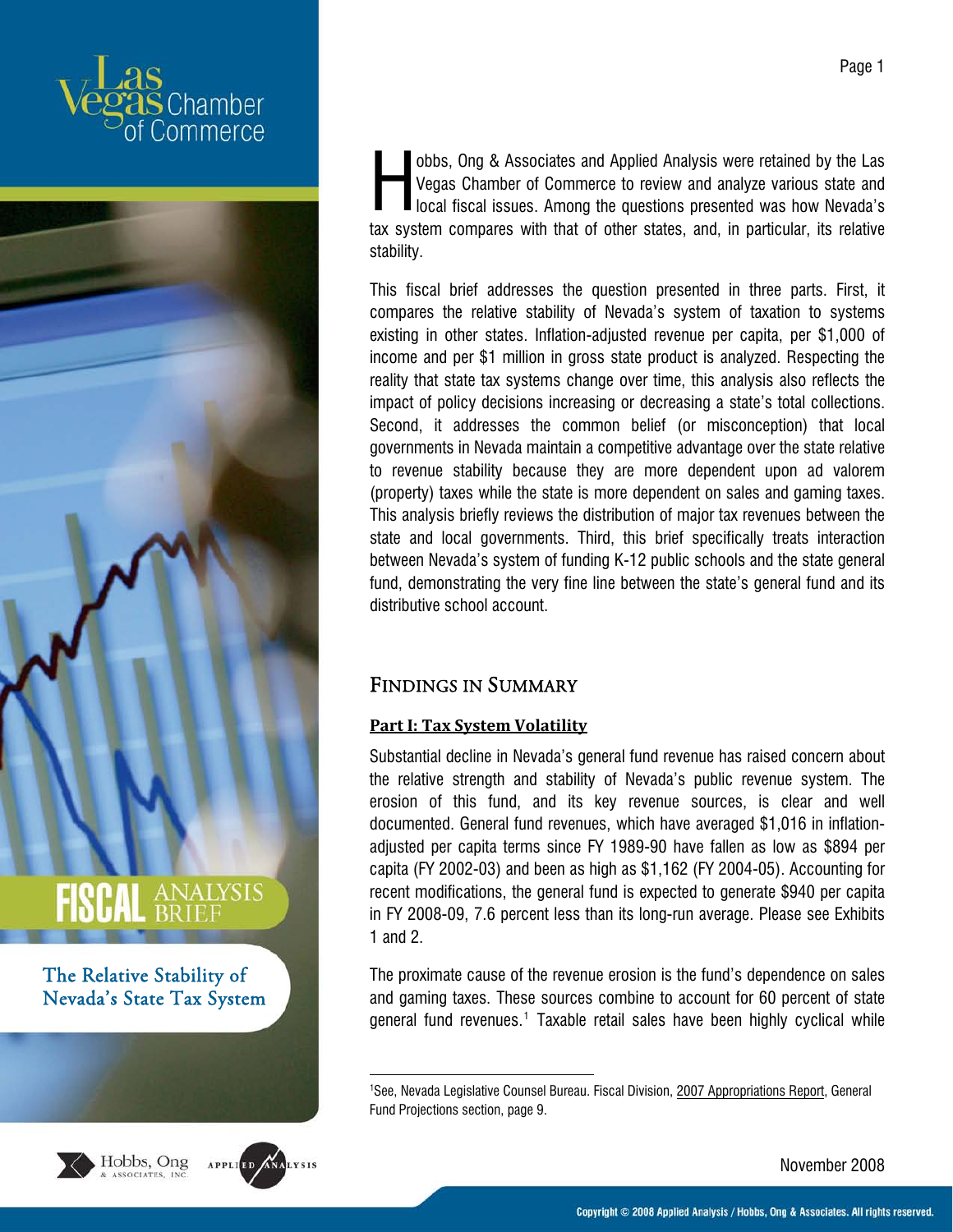# Las Vegas Chamber of Commerce

# FISCAL ANALYSIS BRIEF

## The Relative Stability of Nevada's State Tax System

Hobbs, Ong & Associates and Applied Analysis were retained by the Las Vegas Chamber of Commerce to review and analyze various state and local fiscal issues. Among the questions presented was how Nevada's tax system compares with that of other states, and, in particular, its relative stability.

This fiscal brief addresses the question presented in three parts. First, it compares the relative stability of Nevada's system of taxation to systems existing in other states. Inflation-adjusted revenue per capita, per $1,000 of income and per $1 million in gross state product is analyzed. Respecting the reality that state tax systems change over time, this analysis also reflects the impact of policy decisions increasing or decreasing a state's total collections. Second, it addresses the common belief (or misconception) that local governments in Nevada maintain a competitive advantage over the state relative to revenue stability because they are more dependent upon ad valorem (property) taxes while the state is more dependent on sales and gaming taxes. This analysis briefly reviews the distribution of major tax revenues between the state and local governments. Third, this brief specifically treats interaction between Nevada's system of funding K-12 public schools and the state general fund, demonstrating the very fine line between the state's general fund and its distributive school account.

## Findings in Summary

### Part I: Tax System Volatility

Substantial decline in Nevada's general fund revenue has raised concern about the relative strength and stability of Nevada's public revenue system. The erosion of this fund, and its key revenue sources, is clear and well documented. General fund revenues, which have averaged $1,016 in inflation-adjusted per capita terms since FY 1989-90 have fallen as low as $894 per capita (FY 2002-03) and been as high as $1,162 (FY 2004-05). Accounting for recent modifications, the general fund is expected to generate $940 per capita in FY 2008-09, 7.6 percent less than its long-run average. Please see Exhibits 1 and 2.

The proximate cause of the revenue erosion is the fund's dependence on sales and gaming taxes. These sources combine to account for 60 percent of state general fund revenues.[1] Taxable retail sales have been highly cyclical while

[1] See, Nevada Legislative Counsel Bureau. Fiscal Division, 2007 Appropriations Report, General Fund Projections section, page 9.

November 2008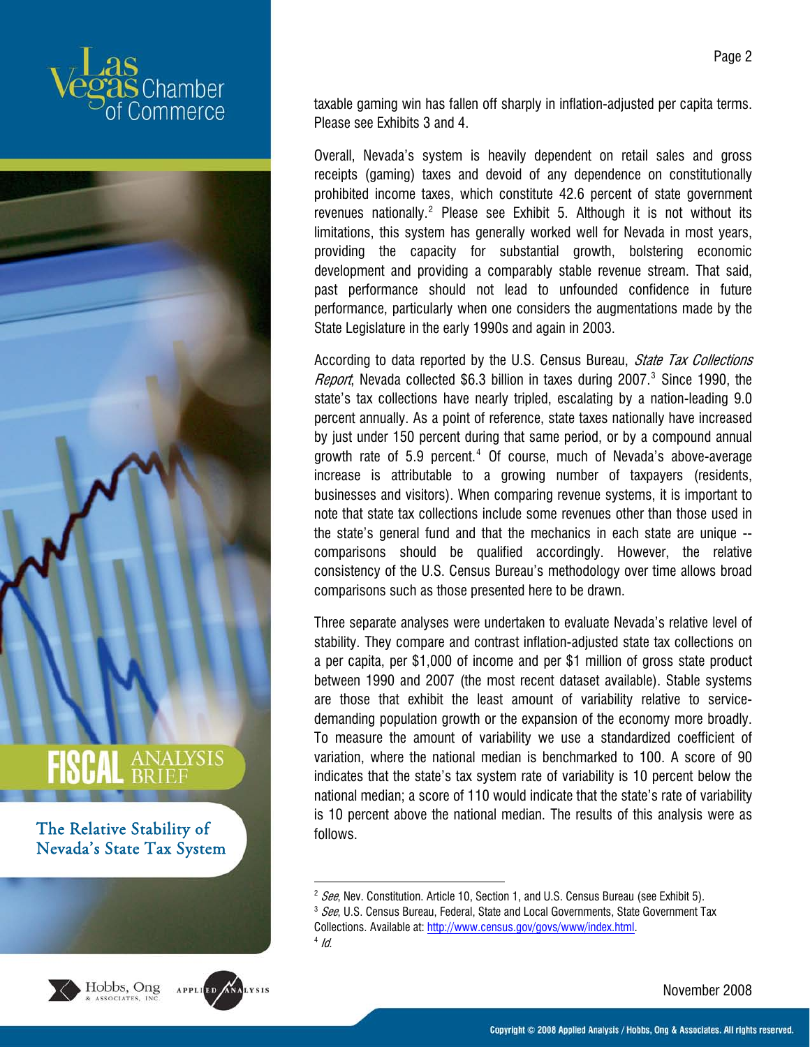taxable gaming win has fallen off sharply in inflation-adjusted per capita terms. Please see Exhibits 3 and 4.

Overall, Nevada's system is heavily dependent on retail sales and gross receipts (gaming) taxes and devoid of any dependence on constitutionally prohibited income taxes, which constitute 42.6 percent of state government revenues nationally.[2] Please see Exhibit 5. Although it is not without its limitations, this system has generally worked well for Nevada in most years, providing the capacity for substantial growth, bolstering economic development and providing a comparably stable revenue stream. That said, past performance should not lead to unfounded confidence in future performance, particularly when one considers the augmentations made by the State Legislature in the early 1990s and again in 2003.

According to data reported by the U.S. Census Bureau, *State Tax Collections Report*, Nevada collected $6.3 billion in taxes during 2007.[3] Since 1990, the state's tax collections have nearly tripled, escalating by a nation-leading 9.0 percent annually. As a point of reference, state taxes nationally have increased by just under 150 percent during that same period, or by a compound annual growth rate of 5.9 percent.[4] Of course, much of Nevada's above-average increase is attributable to a growing number of taxpayers (residents, businesses and visitors). When comparing revenue systems, it is important to note that state tax collections include some revenues other than those used in the state's general fund and that the mechanics in each state are unique -- comparisons should be qualified accordingly. However, the relative consistency of the U.S. Census Bureau's methodology over time allows broad comparisons such as those presented here to be drawn.

Three separate analyses were undertaken to evaluate Nevada's relative level of stability. They compare and contrast inflation-adjusted state tax collections on a per capita, per $1,000 of income and per $1 million of gross state product between 1990 and 2007 (the most recent dataset available). Stable systems are those that exhibit the least amount of variability relative to service-demanding population growth or the expansion of the economy more broadly. To measure the amount of variability we use a standardized coefficient of variation, where the national median is benchmarked to 100. A score of 90 indicates that the state's tax system rate of variability is 10 percent below the national median; a score of 110 would indicate that the state's rate of variability is 10 percent above the national median. The results of this analysis were as follows.

---

[2] *See*, Nev. Constitution. Article 10, Section 1, and U.S. Census Bureau (see Exhibit 5).

[3] *See*, U.S. Census Bureau, Federal, State and Local Governments, State Government Tax Collections. Available at: http://www.census.gov/govs/www/index.html.

[4] *Id.*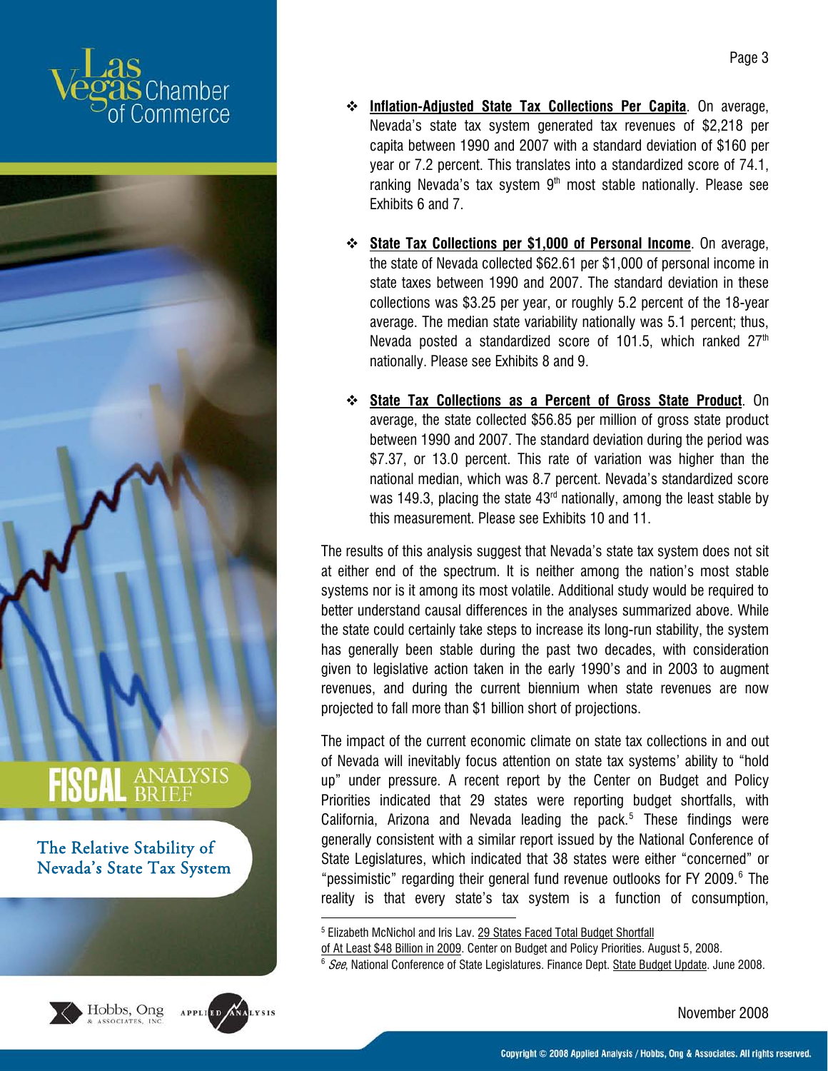- **Inflation-Adjusted State Tax Collections Per Capita**. On average, Nevada's state tax system generated tax revenues of $2,218 per capita between 1990 and 2007 with a standard deviation of $160 per year or 7.2 percent. This translates into a standardized score of 74.1, ranking Nevada's tax system 9th most stable nationally. Please see Exhibits 6 and 7.

- **State Tax Collections per $1,000 of Personal Income**. On average, the state of Nevada collected $62.61 per $1,000 of personal income in state taxes between 1990 and 2007. The standard deviation in these collections was $3.25 per year, or roughly 5.2 percent of the 18-year average. The median state variability nationally was 5.1 percent; thus, Nevada posted a standardized score of 101.5, which ranked 27th nationally. Please see Exhibits 8 and 9.

- **State Tax Collections as a Percent of Gross State Product**. On average, the state collected $56.85 per million of gross state product between 1990 and 2007. The standard deviation during the period was $7.37, or 13.0 percent. This rate of variation was higher than the national median, which was 8.7 percent. Nevada's standardized score was 149.3, placing the state 43rd nationally, among the least stable by this measurement. Please see Exhibits 10 and 11.

The results of this analysis suggest that Nevada's state tax system does not sit at either end of the spectrum. It is neither among the nation's most stable systems nor is it among its most volatile. Additional study would be required to better understand causal differences in the analyses summarized above. While the state could certainly take steps to increase its long-run stability, the system has generally been stable during the past two decades, with consideration given to legislative action taken in the early 1990's and in 2003 to augment revenues, and during the current biennium when state revenues are now projected to fall more than $1 billion short of projections.

The impact of the current economic climate on state tax collections in and out of Nevada will inevitably focus attention on state tax systems' ability to "hold up" under pressure. A recent report by the Center on Budget and Policy Priorities indicated that 29 states were reporting budget shortfalls, with California, Arizona and Nevada leading the pack.[5] These findings were generally consistent with a similar report issued by the National Conference of State Legislatures, which indicated that 38 states were either "concerned" or "pessimistic" regarding their general fund revenue outlooks for FY 2009.[6] The reality is that every state's tax system is a function of consumption,

---

[5] Elizabeth McNichol and Iris Lav. 29 States Faced Total Budget Shortfall of At Least $48 Billion in 2009. Center on Budget and Policy Priorities. August 5, 2008.

[6] *See*, National Conference of State Legislatures. Finance Dept. State Budget Update. June 2008.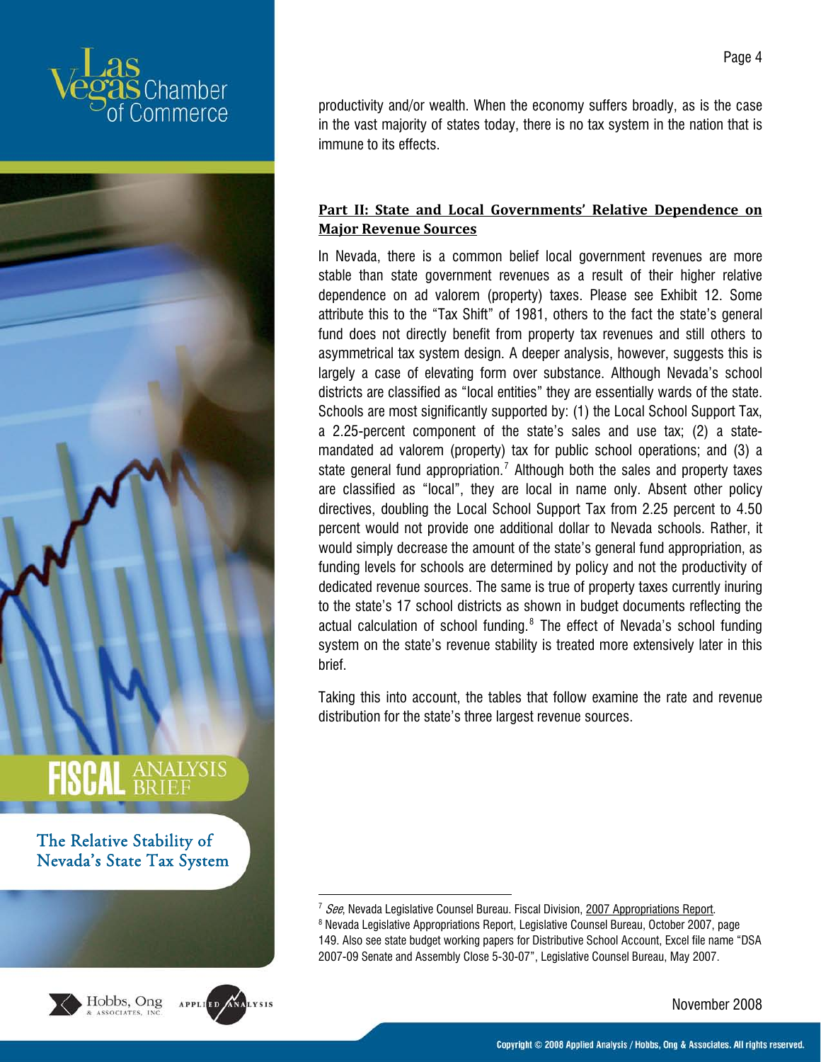productivity and/or wealth. When the economy suffers broadly, as is the case in the vast majority of states today, there is no tax system in the nation that is immune to its effects.

## Part II: State and Local Governments' Relative Dependence on Major Revenue Sources

In Nevada, there is a common belief local government revenues are more stable than state government revenues as a result of their higher relative dependence on ad valorem (property) taxes. Please see Exhibit 12. Some attribute this to the "Tax Shift" of 1981, others to the fact the state's general fund does not directly benefit from property tax revenues and still others to asymmetrical tax system design. A deeper analysis, however, suggests this is largely a case of elevating form over substance. Although Nevada's school districts are classified as "local entities" they are essentially wards of the state. Schools are most significantly supported by: (1) the Local School Support Tax, a 2.25-percent component of the state's sales and use tax; (2) a state-mandated ad valorem (property) tax for public school operations; and (3) a state general fund appropriation.[7] Although both the sales and property taxes are classified as "local", they are local in name only. Absent other policy directives, doubling the Local School Support Tax from 2.25 percent to 4.50 percent would not provide one additional dollar to Nevada schools. Rather, it would simply decrease the amount of the state's general fund appropriation, as funding levels for schools are determined by policy and not the productivity of dedicated revenue sources. The same is true of property taxes currently inuring to the state's 17 school districts as shown in budget documents reflecting the actual calculation of school funding.[8] The effect of Nevada's school funding system on the state's revenue stability is treated more extensively later in this brief.

Taking this into account, the tables that follow examine the rate and revenue distribution for the state's three largest revenue sources.

---

[7] *See*, Nevada Legislative Counsel Bureau. Fiscal Division, 2007 Appropriations Report.

[8] Nevada Legislative Appropriations Report, Legislative Counsel Bureau, October 2007, page 149. Also see state budget working papers for Distributive School Account, Excel file name "DSA 2007-09 Senate and Assembly Close 5-30-07", Legislative Counsel Bureau, May 2007.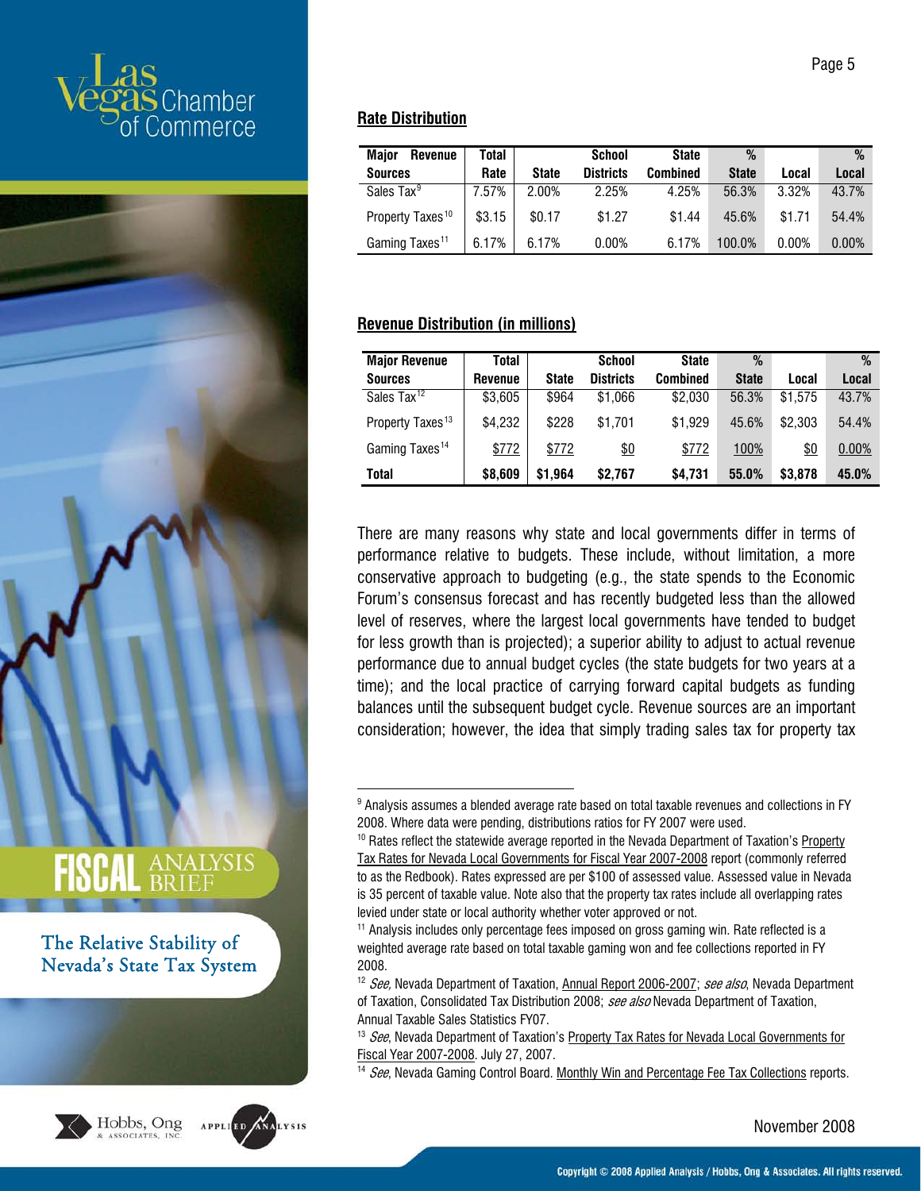## Rate Distribution

| Major Revenue Sources | Total Rate | State | School Districts | State Combined | % State | Local | % Local |
|---|---|---|---|---|---|---|---|
| Sales Tax[9] | 7.57% | 2.00% | 2.25% | 4.25% | 56.3% | 3.32% | 43.7% |
| Property Taxes[10] | $3.15 | $0.17 | $1.27 | $1.44 | 45.6% | $1.71 | 54.4% |
| Gaming Taxes[11] | 6.17% | 6.17% | 0.00% | 6.17% | 100.0% | 0.00% | 0.00% |

## Revenue Distribution (in millions)

| Major Revenue Sources | Total Revenue | State | School Districts | State Combined | % State | Local | % Local |
|---|---|---|---|---|---|---|---|
| Sales Tax[12] | $3,605 | $964 | $1,066 | $2,030 | 56.3% | $1,575 | 43.7% |
| Property Taxes[13] | $4,232 | $228 | $1,701 | $1,929 | 45.6% | $2,303 | 54.4% |
| Gaming Taxes[14] | $772 | $772 | $0 | $772 | 100% | $0 | 0.00% |
| **Total** | **$8,609** | **$1,964** | **$2,767** | **$4,731** | **55.0%** | **$3,878** | **45.0%** |

There are many reasons why state and local governments differ in terms of performance relative to budgets. These include, without limitation, a more conservative approach to budgeting (e.g., the state spends to the Economic Forum's consensus forecast and has recently budgeted less than the allowed level of reserves, where the largest local governments have tended to budget for less growth than is projected); a superior ability to adjust to actual revenue performance due to annual budget cycles (the state budgets for two years at a time); and the local practice of carrying forward capital budgets as funding balances until the subsequent budget cycle. Revenue sources are an important consideration; however, the idea that simply trading sales tax for property tax

---

[9] Analysis assumes a blended average rate based on total taxable revenues and collections in FY 2008. Where data were pending, distributions ratios for FY 2007 were used.

[10] Rates reflect the statewide average reported in the Nevada Department of Taxation's Property Tax Rates for Nevada Local Governments for Fiscal Year 2007-2008 report (commonly referred to as the Redbook). Rates expressed are per $100 of assessed value. Assessed value in Nevada is 35 percent of taxable value. Note also that the property tax rates include all overlapping rates levied under state or local authority whether voter approved or not.

[11] Analysis includes only percentage fees imposed on gross gaming win. Rate reflected is a weighted average rate based on total taxable gaming won and fee collections reported in FY 2008.

[12] *See*, Nevada Department of Taxation, Annual Report 2006-2007; *see also*, Nevada Department of Taxation, Consolidated Tax Distribution 2008; *see also* Nevada Department of Taxation, Annual Taxable Sales Statistics FY07.

[13] *See*, Nevada Department of Taxation's Property Tax Rates for Nevada Local Governments for Fiscal Year 2007-2008. July 27, 2007.

[14] *See*, Nevada Gaming Control Board. Monthly Win and Percentage Fee Tax Collections reports.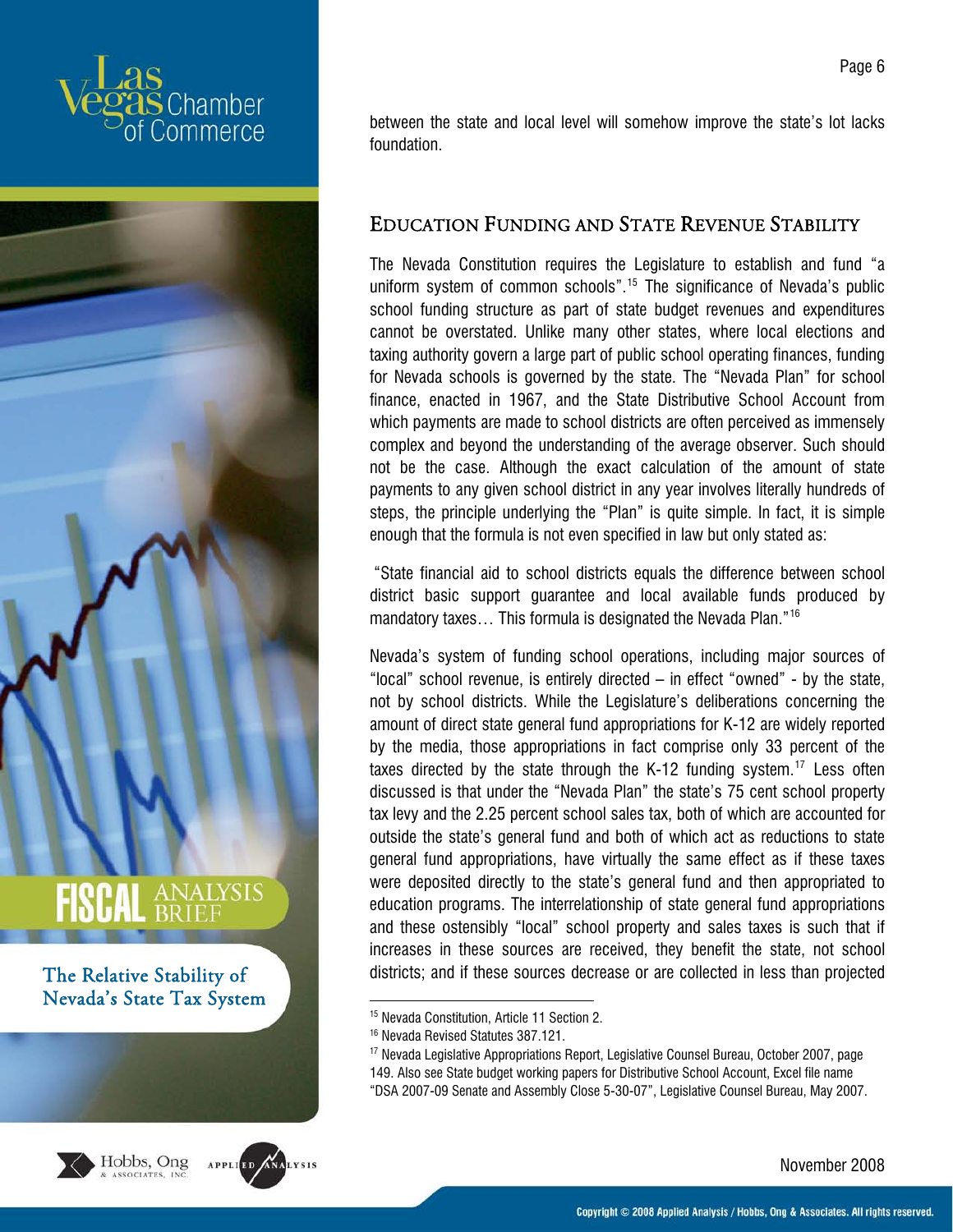between the state and local level will somehow improve the state's lot lacks foundation.

## Education Funding and State Revenue Stability

The Nevada Constitution requires the Legislature to establish and fund "a uniform system of common schools".[15] The significance of Nevada's public school funding structure as part of state budget revenues and expenditures cannot be overstated. Unlike many other states, where local elections and taxing authority govern a large part of public school operating finances, funding for Nevada schools is governed by the state. The "Nevada Plan" for school finance, enacted in 1967, and the State Distributive School Account from which payments are made to school districts are often perceived as immensely complex and beyond the understanding of the average observer. Such should not be the case. Although the exact calculation of the amount of state payments to any given school district in any year involves literally hundreds of steps, the principle underlying the "Plan" is quite simple. In fact, it is simple enough that the formula is not even specified in law but only stated as:

"State financial aid to school districts equals the difference between school district basic support guarantee and local available funds produced by mandatory taxes… This formula is designated the Nevada Plan."[16]

Nevada's system of funding school operations, including major sources of "local" school revenue, is entirely directed – in effect "owned" - by the state, not by school districts. While the Legislature's deliberations concerning the amount of direct state general fund appropriations for K-12 are widely reported by the media, those appropriations in fact comprise only 33 percent of the taxes directed by the state through the K-12 funding system.[17] Less often discussed is that under the "Nevada Plan" the state's 75 cent school property tax levy and the 2.25 percent school sales tax, both of which are accounted for outside the state's general fund and both of which act as reductions to state general fund appropriations, have virtually the same effect as if these taxes were deposited directly to the state's general fund and then appropriated to education programs. The interrelationship of state general fund appropriations and these ostensibly "local" school property and sales taxes is such that if increases in these sources are received, they benefit the state, not school districts; and if these sources decrease or are collected in less than projected

---

[15] Nevada Constitution, Article 11 Section 2.

[16] Nevada Revised Statutes 387.121.

[17] Nevada Legislative Appropriations Report, Legislative Counsel Bureau, October 2007, page 149. Also see State budget working papers for Distributive School Account, Excel file name "DSA 2007-09 Senate and Assembly Close 5-30-07", Legislative Counsel Bureau, May 2007.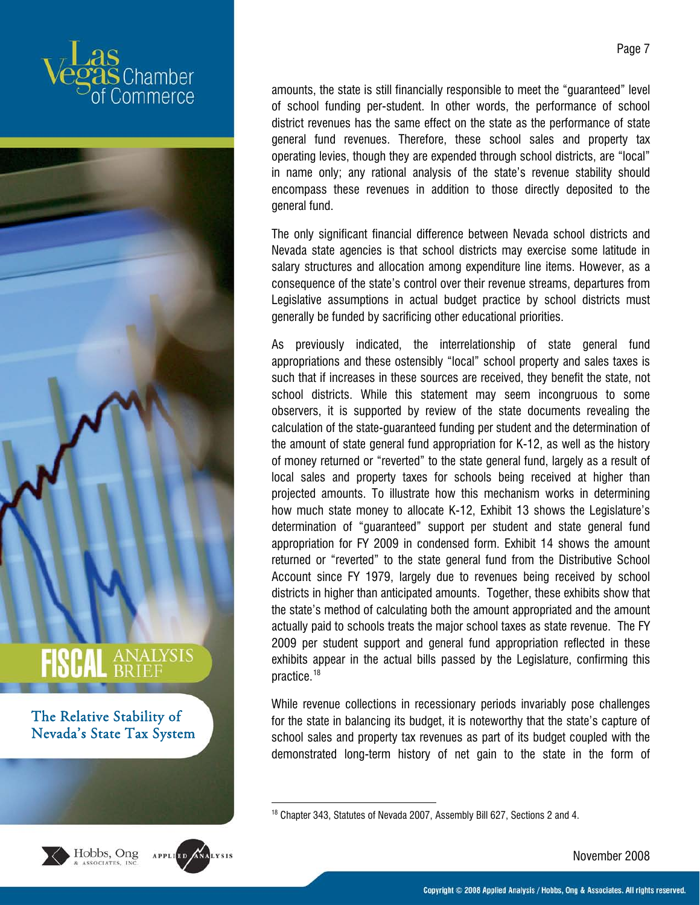amounts, the state is still financially responsible to meet the "guaranteed" level of school funding per-student. In other words, the performance of school district revenues has the same effect on the state as the performance of state general fund revenues. Therefore, these school sales and property tax operating levies, though they are expended through school districts, are "local" in name only; any rational analysis of the state's revenue stability should encompass these revenues in addition to those directly deposited to the general fund.

The only significant financial difference between Nevada school districts and Nevada state agencies is that school districts may exercise some latitude in salary structures and allocation among expenditure line items. However, as a consequence of the state's control over their revenue streams, departures from Legislative assumptions in actual budget practice by school districts must generally be funded by sacrificing other educational priorities.

As previously indicated, the interrelationship of state general fund appropriations and these ostensibly "local" school property and sales taxes is such that if increases in these sources are received, they benefit the state, not school districts. While this statement may seem incongruous to some observers, it is supported by review of the state documents revealing the calculation of the state-guaranteed funding per student and the determination of the amount of state general fund appropriation for K-12, as well as the history of money returned or "reverted" to the state general fund, largely as a result of local sales and property taxes for schools being received at higher than projected amounts. To illustrate how this mechanism works in determining how much state money to allocate K-12, Exhibit 13 shows the Legislature's determination of "guaranteed" support per student and state general fund appropriation for FY 2009 in condensed form. Exhibit 14 shows the amount returned or "reverted" to the state general fund from the Distributive School Account since FY 1979, largely due to revenues being received by school districts in higher than anticipated amounts. Together, these exhibits show that the state's method of calculating both the amount appropriated and the amount actually paid to schools treats the major school taxes as state revenue. The FY 2009 per student support and general fund appropriation reflected in these exhibits appear in the actual bills passed by the Legislature, confirming this practice.[18]

While revenue collections in recessionary periods invariably pose challenges for the state in balancing its budget, it is noteworthy that the state's capture of school sales and property tax revenues as part of its budget coupled with the demonstrated long-term history of net gain to the state in the form of

[18] Chapter 343, Statutes of Nevada 2007, Assembly Bill 627, Sections 2 and 4.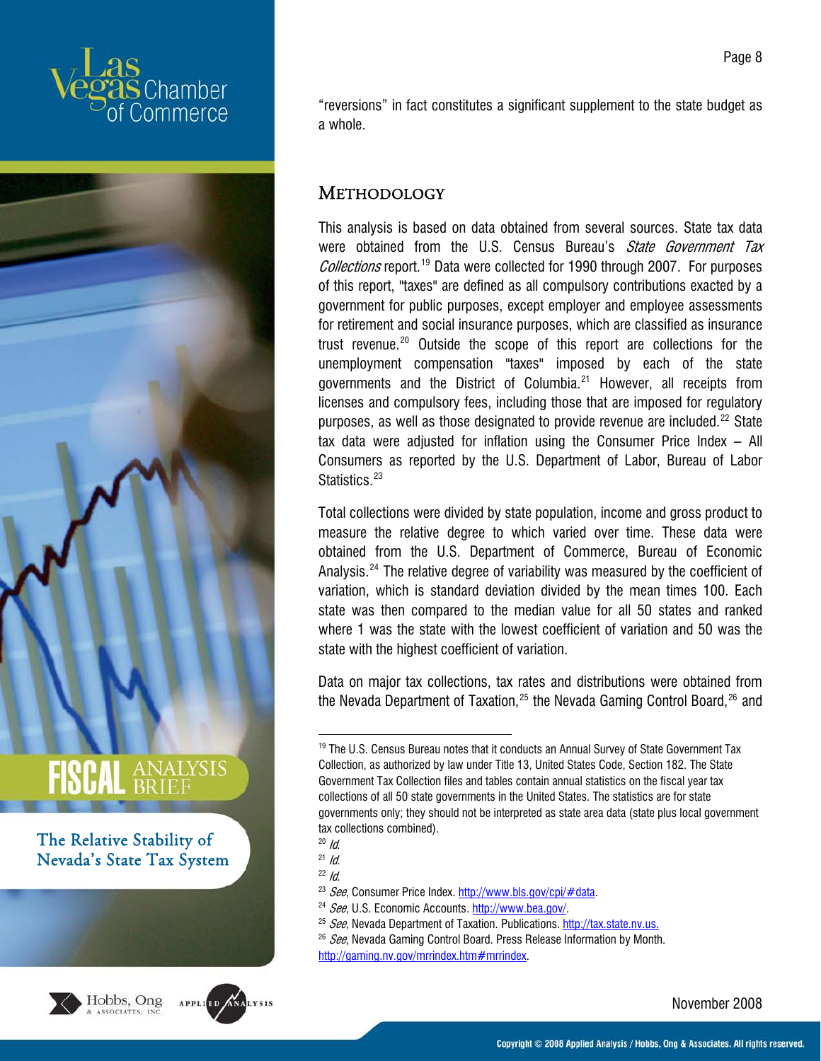"reversions" in fact constitutes a significant supplement to the state budget as a whole.

## Methodology

This analysis is based on data obtained from several sources. State tax data were obtained from the U.S. Census Bureau's *State Government Tax Collections* report.[19] Data were collected for 1990 through 2007. For purposes of this report, "taxes" are defined as all compulsory contributions exacted by a government for public purposes, except employer and employee assessments for retirement and social insurance purposes, which are classified as insurance trust revenue.[20] Outside the scope of this report are collections for the unemployment compensation "taxes" imposed by each of the state governments and the District of Columbia.[21] However, all receipts from licenses and compulsory fees, including those that are imposed for regulatory purposes, as well as those designated to provide revenue are included.[22] State tax data were adjusted for inflation using the Consumer Price Index – All Consumers as reported by the U.S. Department of Labor, Bureau of Labor Statistics.[23]

Total collections were divided by state population, income and gross product to measure the relative degree to which varied over time. These data were obtained from the U.S. Department of Commerce, Bureau of Economic Analysis.[24] The relative degree of variability was measured by the coefficient of variation, which is standard deviation divided by the mean times 100. Each state was then compared to the median value for all 50 states and ranked where 1 was the state with the lowest coefficient of variation and 50 was the state with the highest coefficient of variation.

Data on major tax collections, tax rates and distributions were obtained from the Nevada Department of Taxation,[25] the Nevada Gaming Control Board,[26] and

---

[19] The U.S. Census Bureau notes that it conducts an Annual Survey of State Government Tax Collection, as authorized by law under Title 13, United States Code, Section 182. The State Government Tax Collection files and tables contain annual statistics on the fiscal year tax collections of all 50 state governments in the United States. The statistics are for state governments only; they should not be interpreted as state area data (state plus local government tax collections combined).

[20] *Id.*

[21] *Id.*

[22] *Id.*

[23] *See*, Consumer Price Index. http://www.bls.gov/cpi/#data.

[24] *See*, U.S. Economic Accounts. http://www.bea.gov/.

[25] *See*, Nevada Department of Taxation. Publications. http://tax.state.nv.us.

[26] *See*, Nevada Gaming Control Board. Press Release Information by Month. http://gaming.nv.gov/mrrindex.htm#mrrindex.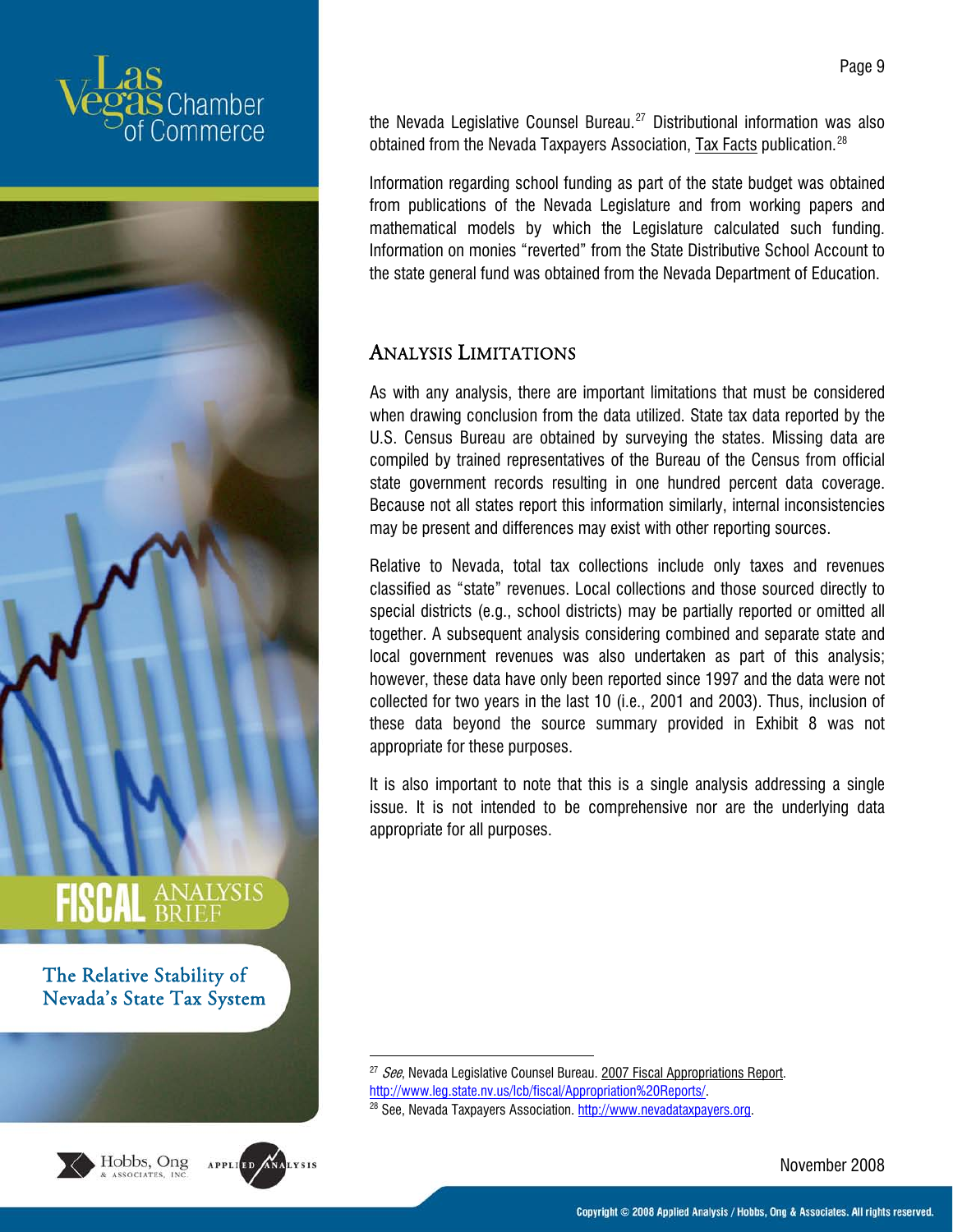the Nevada Legislative Counsel Bureau.[27] Distributional information was also obtained from the Nevada Taxpayers Association, Tax Facts publication.[28]

Information regarding school funding as part of the state budget was obtained from publications of the Nevada Legislature and from working papers and mathematical models by which the Legislature calculated such funding. Information on monies "reverted" from the State Distributive School Account to the state general fund was obtained from the Nevada Department of Education.

## Analysis Limitations

As with any analysis, there are important limitations that must be considered when drawing conclusion from the data utilized. State tax data reported by the U.S. Census Bureau are obtained by surveying the states. Missing data are compiled by trained representatives of the Bureau of the Census from official state government records resulting in one hundred percent data coverage. Because not all states report this information similarly, internal inconsistencies may be present and differences may exist with other reporting sources.

Relative to Nevada, total tax collections include only taxes and revenues classified as "state" revenues. Local collections and those sourced directly to special districts (e.g., school districts) may be partially reported or omitted all together. A subsequent analysis considering combined and separate state and local government revenues was also undertaken as part of this analysis; however, these data have only been reported since 1997 and the data were not collected for two years in the last 10 (i.e., 2001 and 2003). Thus, inclusion of these data beyond the source summary provided in Exhibit 8 was not appropriate for these purposes.

It is also important to note that this is a single analysis addressing a single issue. It is not intended to be comprehensive nor are the underlying data appropriate for all purposes.

---

[27] *See*, Nevada Legislative Counsel Bureau. 2007 Fiscal Appropriations Report. http://www.leg.state.nv.us/lcb/fiscal/Appropriation%20Reports/.

[28] See, Nevada Taxpayers Association. http://www.nevadataxpayers.org.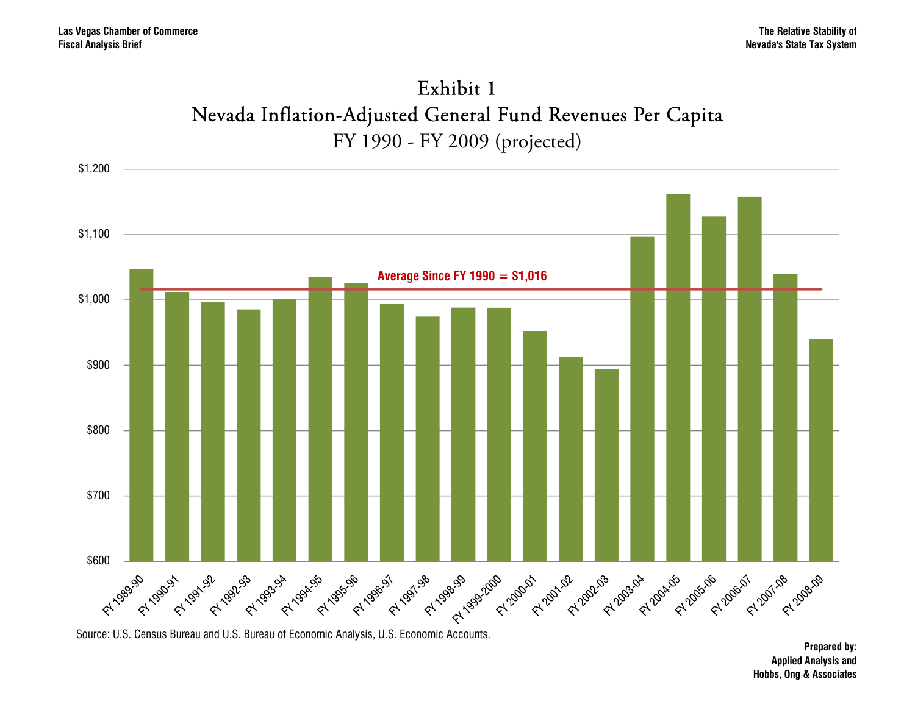# Exhibit 1

## Nevada Inflation-Adjusted General Fund Revenues Per Capita

### FY 1990 - FY 2009 (projected)

Average Since FY 1990 = $1,016

Source: U.S. Census Bureau and U.S. Bureau of Economic Analysis, U.S. Economic Accounts.

**Prepared by:**
**Applied Analysis and**
**Hobbs, Ong & Associates**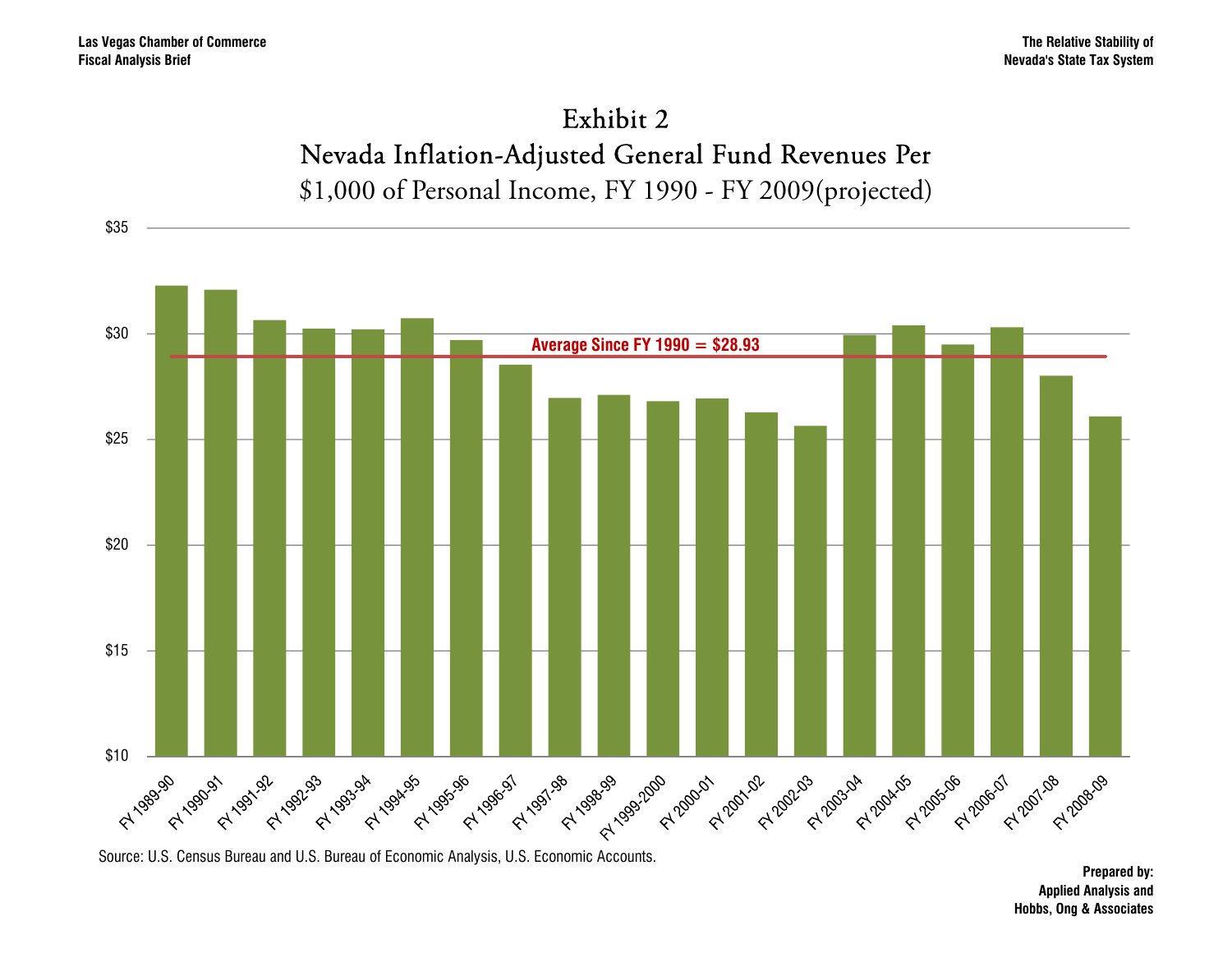# Exhibit 2

## Nevada Inflation-Adjusted General Fund Revenues Per $1,000 of Personal Income, FY 1990 - FY 2009(projected)

$35

$30

$25

$20

$15

$10

Average Since FY 1990 = $28.93

FY 1989-90, FY 1990-91, FY 1991-92, FY 1992-93, FY 1993-94, FY 1994-95, FY 1995-96, FY 1996-97, FY 1997-98, FY 1998-99, FY 1999-2000, FY 2000-01, FY 2001-02, FY 2002-03, FY 2003-04, FY 2004-05, FY 2005-06, FY 2006-07, FY 2007-08, FY 2008-09

Source: U.S. Census Bureau and U.S. Bureau of Economic Analysis, U.S. Economic Accounts.

**Prepared by:**
**Applied Analysis and**
**Hobbs, Ong & Associates**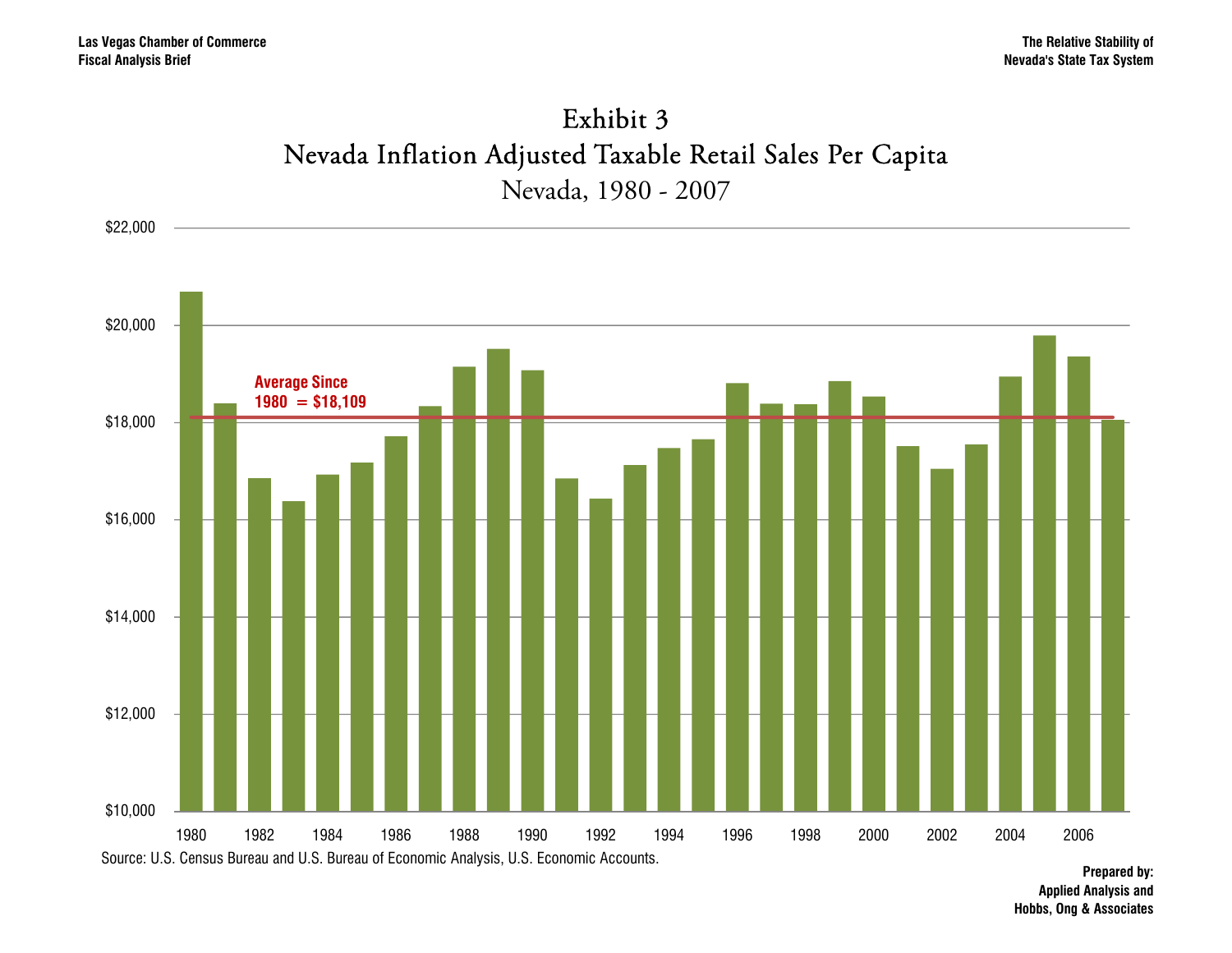# Exhibit 3

## Nevada Inflation Adjusted Taxable Retail Sales Per Capita

### Nevada, 1980 - 2007

Average Since 1980 = $18,109

Source: U.S. Census Bureau and U.S. Bureau of Economic Analysis, U.S. Economic Accounts.

**Prepared by:**
**Applied Analysis and**
**Hobbs, Ong & Associates**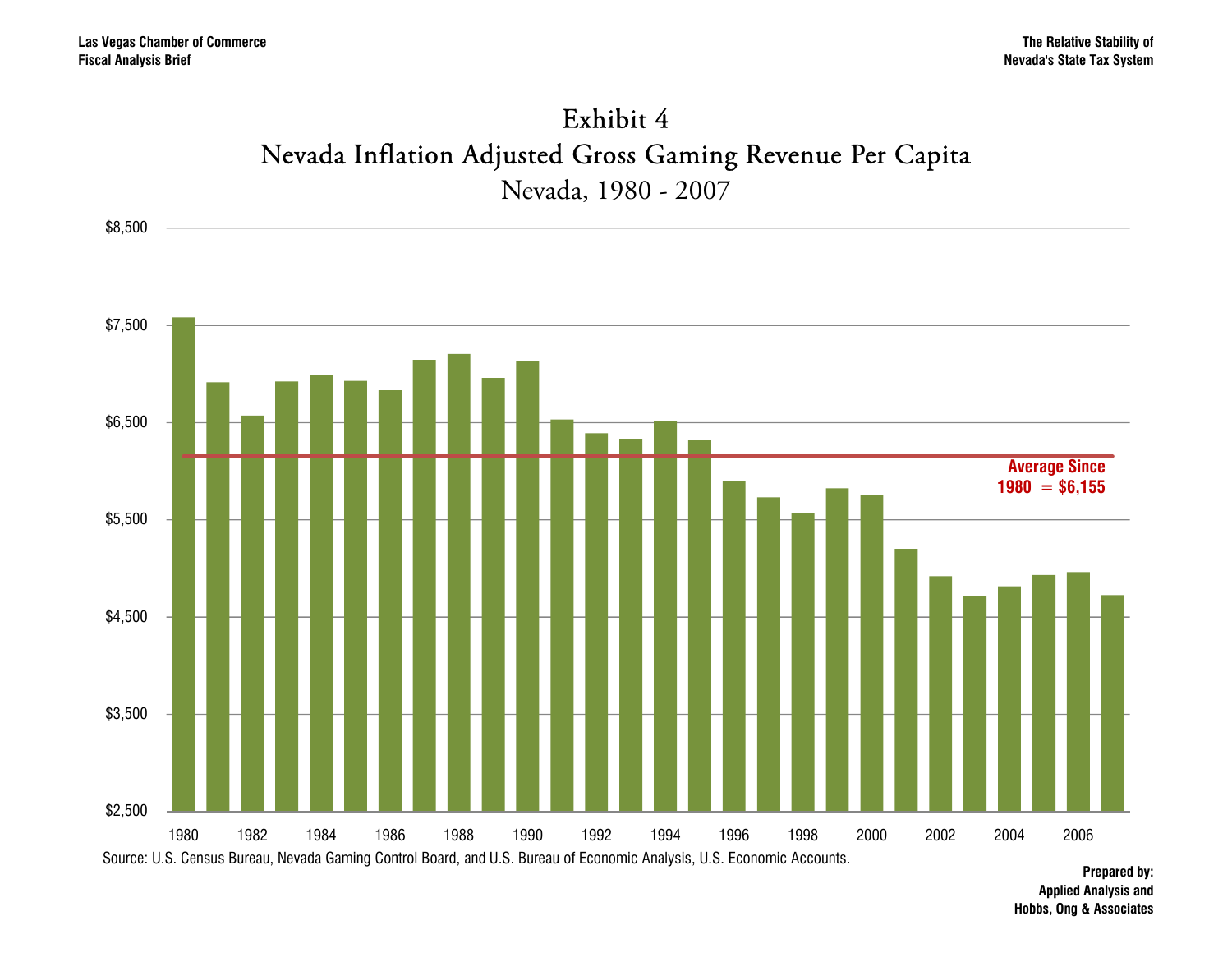# Exhibit 4

## Nevada Inflation Adjusted Gross Gaming Revenue Per Capita

### Nevada, 1980 - 2007

Average Since 1980 = $6,155

Source: U.S. Census Bureau, Nevada Gaming Control Board, and U.S. Bureau of Economic Analysis, U.S. Economic Accounts.

**Prepared by:**
**Applied Analysis and**
**Hobbs, Ong & Associates**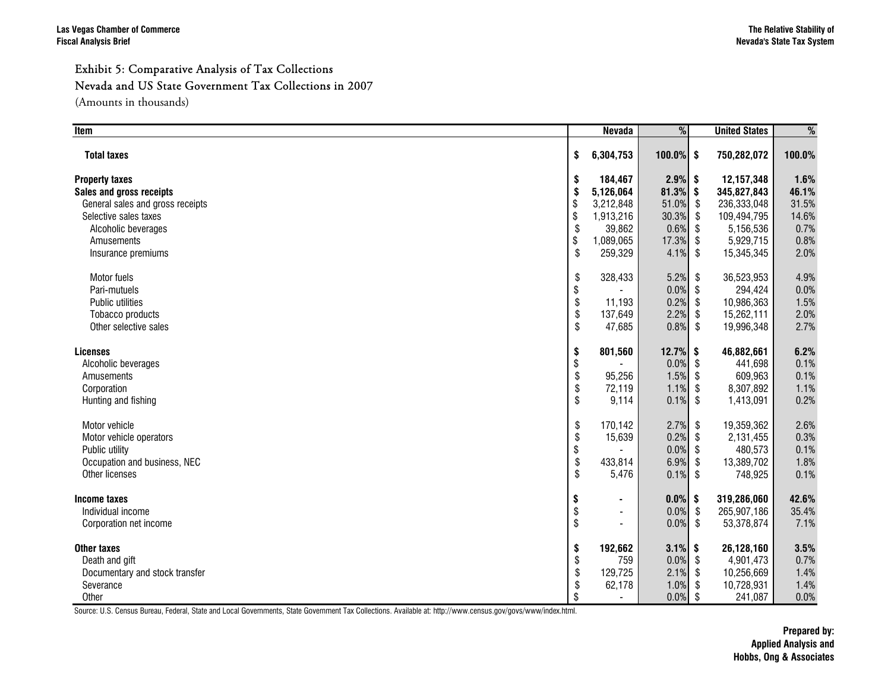Exhibit 5: Comparative Analysis of Tax Collections

Nevada and US State Government Tax Collections in 2007

(Amounts in thousands)

| Item | Nevada | % | United States | % |
|---|---|---|---|---|
| **Total taxes** | **$ 6,304,753** | **100.0%** | **$ 750,282,072** | **100.0%** |
| **Property taxes** | **$ 184,467** | **2.9%** | **$ 12,157,348** | **1.6%** |
| **Sales and gross receipts** | **$ 5,126,064** | **81.3%** | **$ 345,827,843** | **46.1%** |
| General sales and gross receipts | $ 3,212,848 | 51.0% | $ 236,333,048 | 31.5% |
| Selective sales taxes | $ 1,913,216 | 30.3% | $ 109,494,795 | 14.6% |
| Alcoholic beverages | $ 39,862 | 0.6% | $ 5,156,536 | 0.7% |
| Amusements | $ 1,089,065 | 17.3% | $ 5,929,715 | 0.8% |
| Insurance premiums | $ 259,329 | 4.1% | $ 15,345,345 | 2.0% |
| Motor fuels | $ 328,433 | 5.2% | $ 36,523,953 | 4.9% |
| Pari-mutuels | $ - | 0.0% | $ 294,424 | 0.0% |
| Public utilities | $ 11,193 | 0.2% | $ 10,986,363 | 1.5% |
| Tobacco products | $ 137,649 | 2.2% | $ 15,262,111 | 2.0% |
| Other selective sales | $ 47,685 | 0.8% | $ 19,996,348 | 2.7% |
| **Licenses** | **$ 801,560** | **12.7%** | **$ 46,882,661** | **6.2%** |
| Alcoholic beverages | $ - | 0.0% | $ 441,698 | 0.1% |
| Amusements | $ 95,256 | 1.5% | $ 609,963 | 0.1% |
| Corporation | $ 72,119 | 1.1% | $ 8,307,892 | 1.1% |
| Hunting and fishing | $ 9,114 | 0.1% | $ 1,413,091 | 0.2% |
| Motor vehicle | $ 170,142 | 2.7% | $ 19,359,362 | 2.6% |
| Motor vehicle operators | $ 15,639 | 0.2% | $ 2,131,455 | 0.3% |
| Public utility | $ - | 0.0% | $ 480,573 | 0.1% |
| Occupation and business, NEC | $ 433,814 | 6.9% | $ 13,389,702 | 1.8% |
| Other licenses | $ 5,476 | 0.1% | $ 748,925 | 0.1% |
| **Income taxes** | **$ -** | **0.0%** | **$ 319,286,060** | **42.6%** |
| Individual income | $ - | 0.0% | $ 265,907,186 | 35.4% |
| Corporation net income | $ - | 0.0% | $ 53,378,874 | 7.1% |
| **Other taxes** | **$ 192,662** | **3.1%** | **$ 26,128,160** | **3.5%** |
| Death and gift | $ 759 | 0.0% | $ 4,901,473 | 0.7% |
| Documentary and stock transfer | $ 129,725 | 2.1% | $ 10,256,669 | 1.4% |
| Severance | $ 62,178 | 1.0% | $ 10,728,931 | 1.4% |
| Other | $ - | 0.0% | $ 241,087 | 0.0% |

Source: U.S. Census Bureau, Federal, State and Local Governments, State Government Tax Collections. Available at: http://www.census.gov/govs/www/index.html.

**Prepared by:**
**Applied Analysis and**
**Hobbs, Ong & Associates**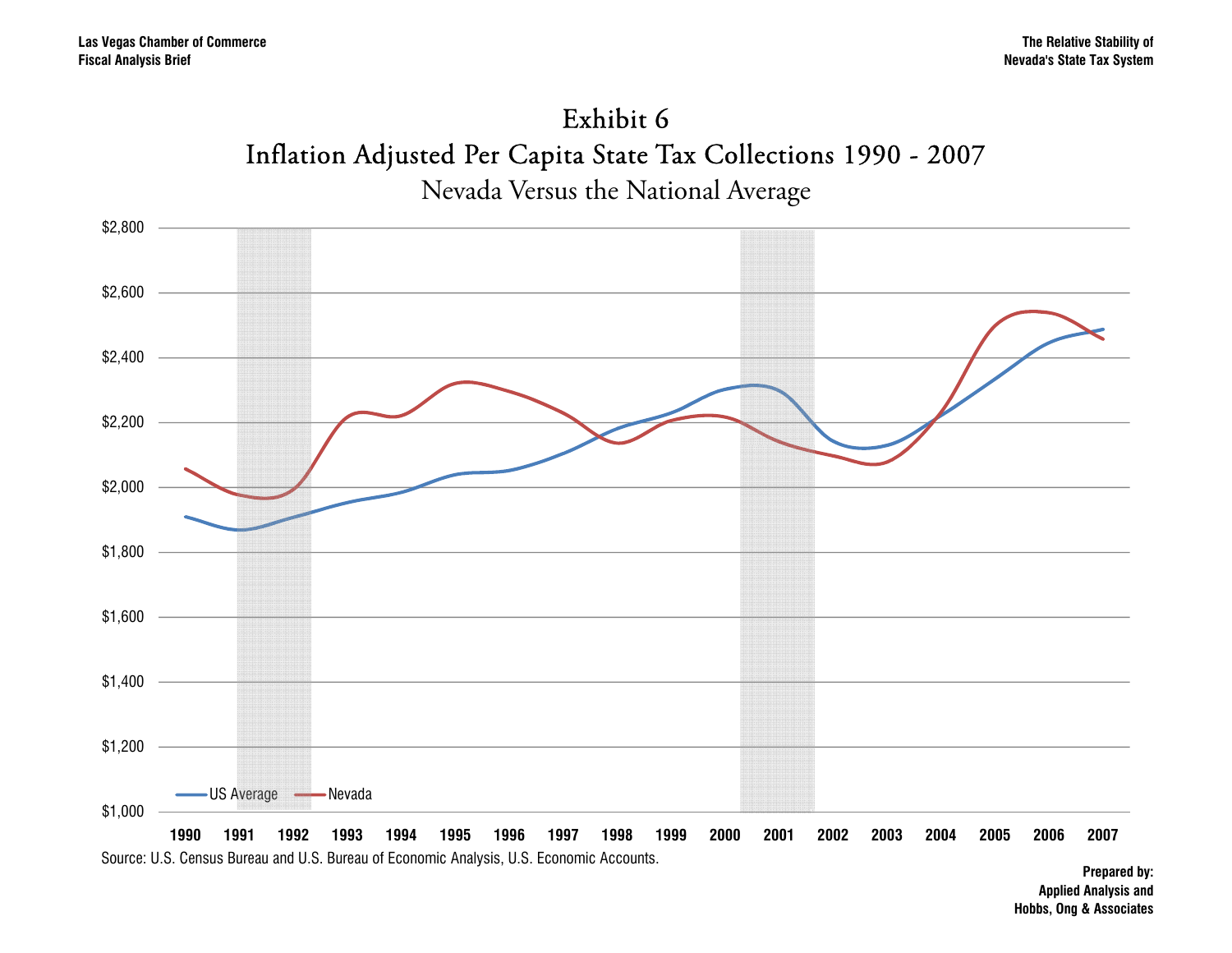# Exhibit 6

## Inflation Adjusted Per Capita State Tax Collections 1990 - 2007

### Nevada Versus the National Average

$2,800
$2,600
$2,400
$2,200
$2,000
$1,800
$1,600
$1,400
$1,200
$1,000

US Average — Nevada

1990 1991 1992 1993 1994 1995 1996 1997 1998 1999 2000 2001 2002 2003 2004 2005 2006 2007

Source: U.S. Census Bureau and U.S. Bureau of Economic Analysis, U.S. Economic Accounts.

**Prepared by:**
**Applied Analysis and**
**Hobbs, Ong & Associates**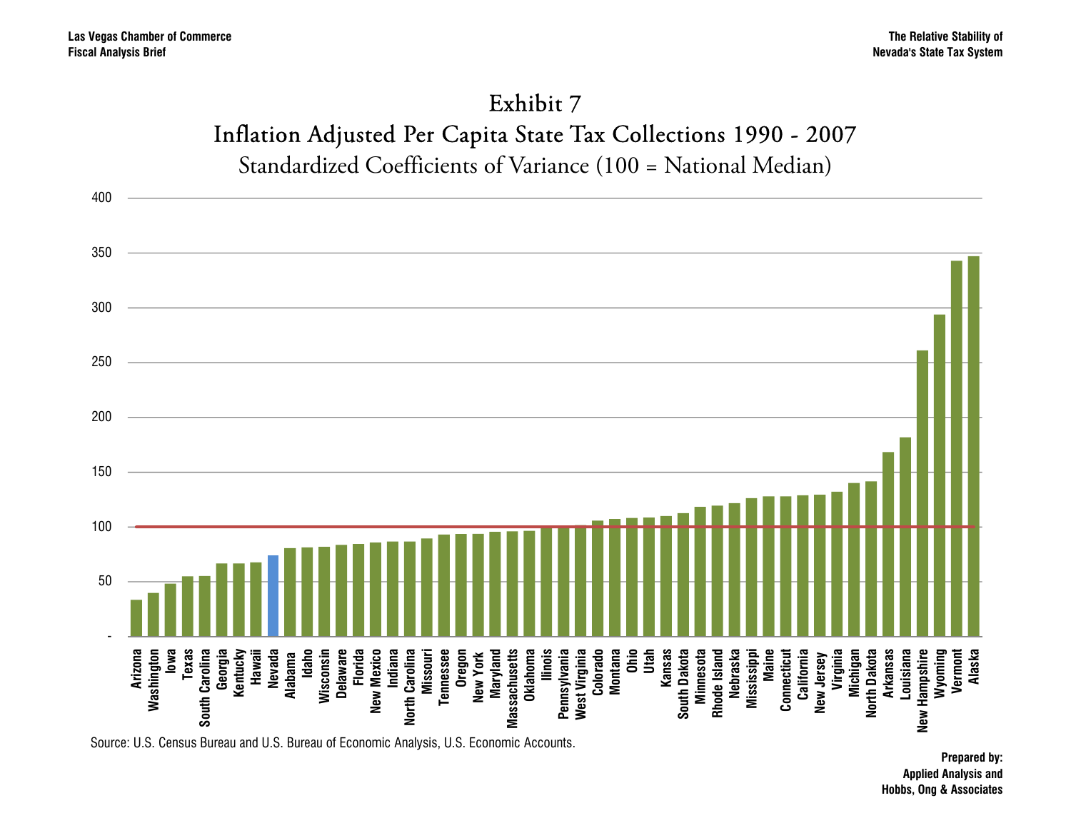## Exhibit 7
## Inflation Adjusted Per Capita State Tax Collections 1990 - 2007
### Standardized Coefficients of Variance (100 = National Median)

Source: U.S. Census Bureau and U.S. Bureau of Economic Analysis, U.S. Economic Accounts.

**Prepared by:**
**Applied Analysis and**
**Hobbs, Ong & Associates**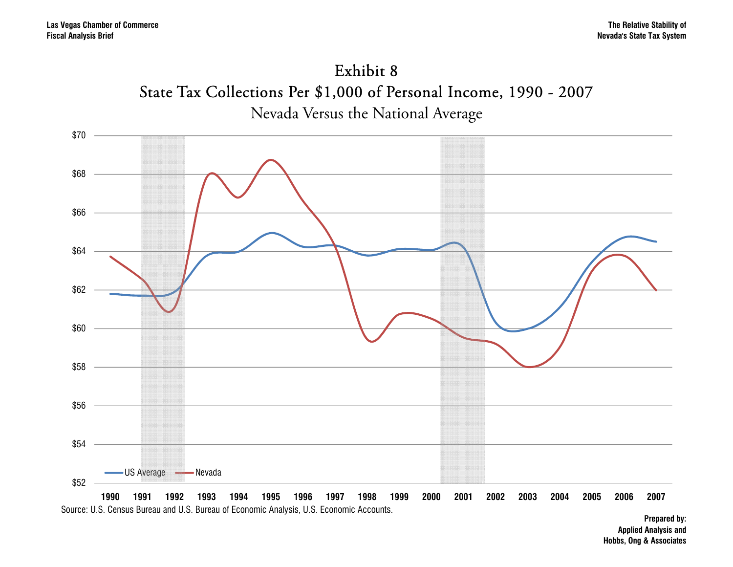# Exhibit 8

## State Tax Collections Per $1,000 of Personal Income, 1990 - 2007

### Nevada Versus the National Average

Source: U.S. Census Bureau and U.S. Bureau of Economic Analysis, U.S. Economic Accounts.

**Prepared by:**
**Applied Analysis and**
**Hobbs, Ong & Associates**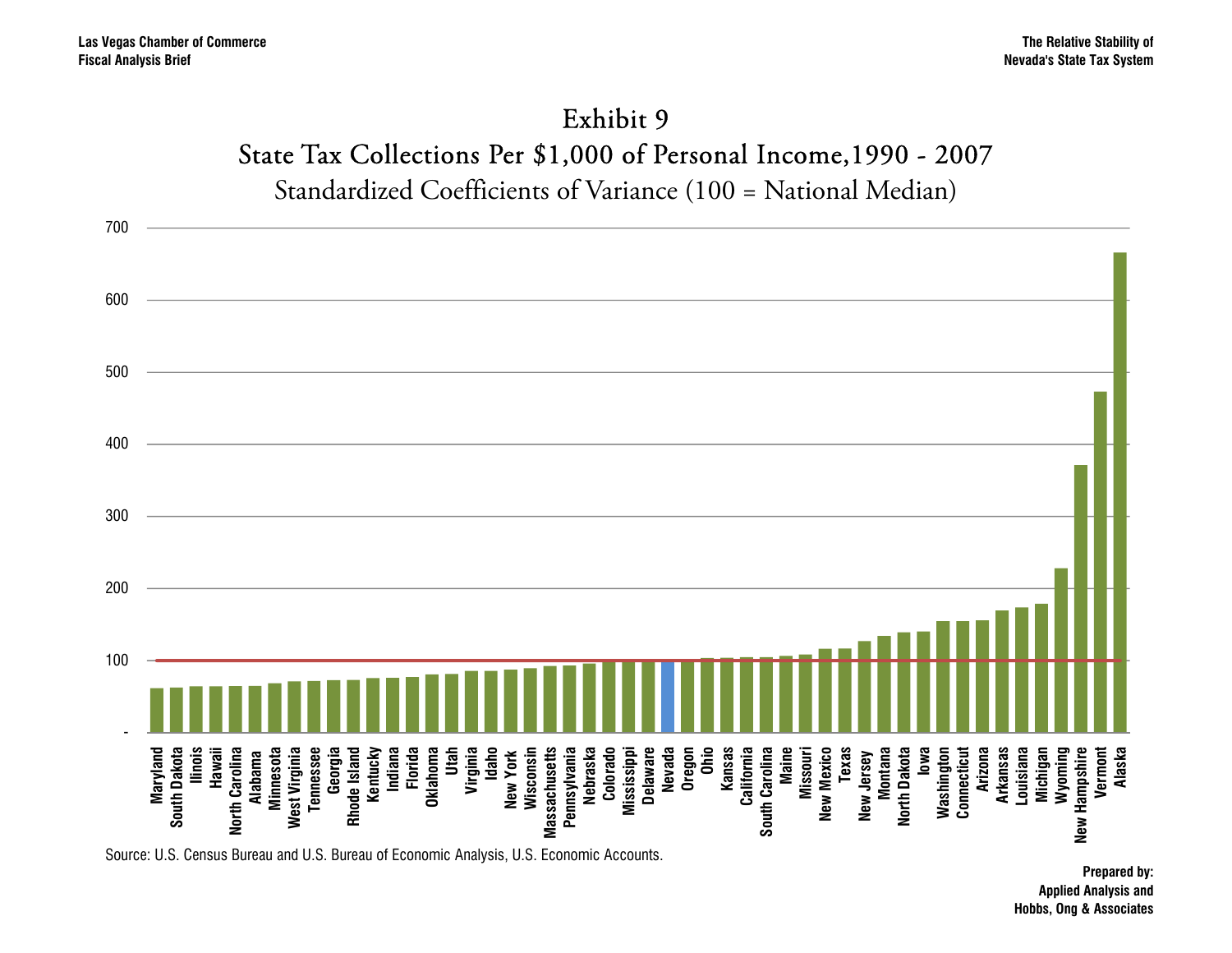# Exhibit 9

## State Tax Collections Per $1,000 of Personal Income,1990 - 2007

### Standardized Coefficients of Variance (100 = National Median)

700

600

500

400

300

200

100

-

Maryland, South Dakota, Ilinois, Hawaii, North Carolina, Alabama, Minnesota, West Virginia, Tennessee, Georgia, Rhode Island, Kentucky, Indiana, Florida, Oklahoma, Utah, Virginia, Idaho, New York, Wisconsin, Massachusetts, Pennsylvania, Nebraska, Colorado, Mississippi, Delaware, Nevada, Oregon, Ohio, Kansas, California, South Carolina, Maine, Missouri, New Mexico, Texas, New Jersey, Montana, North Dakota, Iowa, Washington, Connecticut, Arizona, Arkansas, Louisiana, Michigan, Wyoming, New Hampshire, Vermont, Alaska

Source: U.S. Census Bureau and U.S. Bureau of Economic Analysis, U.S. Economic Accounts.

**Prepared by:**
**Applied Analysis and**
**Hobbs, Ong & Associates**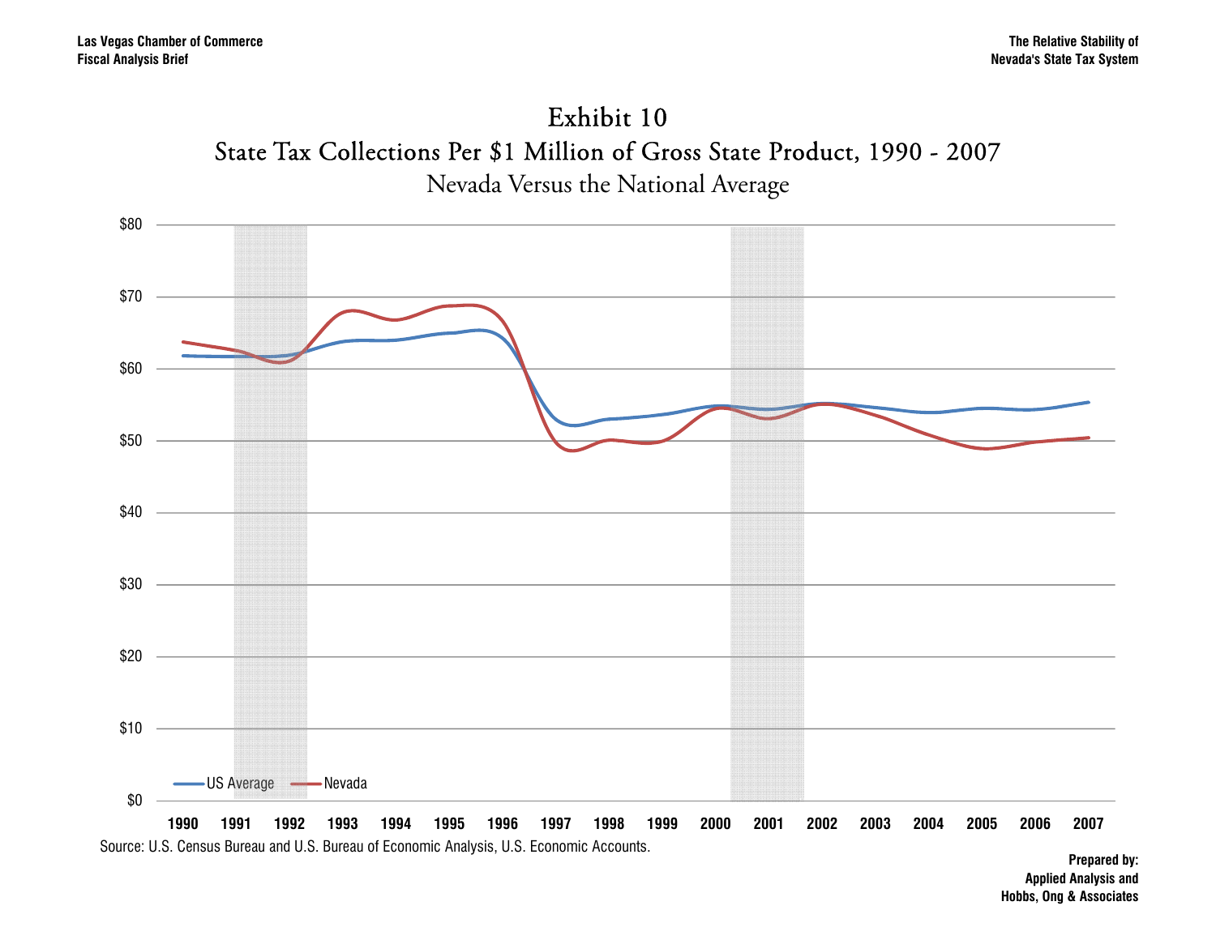# Exhibit 10

## State Tax Collections Per $1 Million of Gross State Product, 1990 - 2007

### Nevada Versus the National Average

$80
$70
$60
$50
$40
$30
$20
$10
$0

US Average — Nevada

1990 1991 1992 1993 1994 1995 1996 1997 1998 1999 2000 2001 2002 2003 2004 2005 2006 2007

Source: U.S. Census Bureau and U.S. Bureau of Economic Analysis, U.S. Economic Accounts.

**Prepared by:**
**Applied Analysis and**
**Hobbs, Ong & Associates**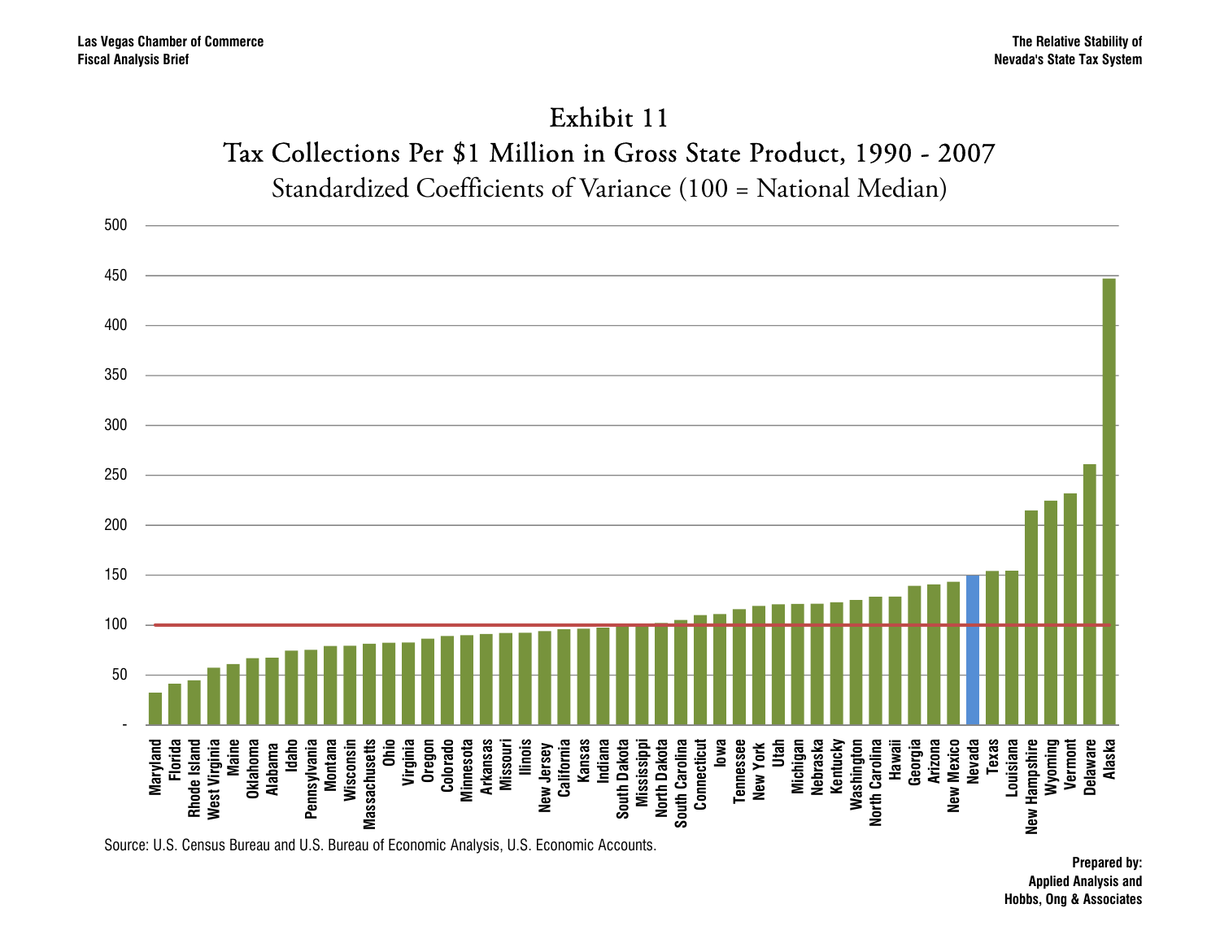# Exhibit 11

## Tax Collections Per $1 Million in Gross State Product, 1990 - 2007

### Standardized Coefficients of Variance (100 = National Median)

| State | Value (approx.) |
|---|---|
| Maryland | 32 |
| Florida | 41 |
| Rhode Island | 45 |
| West Virginia | 57 |
| Maine | 61 |
| Oklahoma | 67 |
| Alabama | 67 |
| Idaho | 74 |
| Pennsylvania | 75 |
| Montana | 79 |
| Wisconsin | 79 |
| Massachusetts | 81 |
| Ohio | 82 |
| Virginia | 82 |
| Oregon | 86 |
| Colorado | 89 |
| Minnesota | 90 |
| Arkansas | 91 |
| Missouri | 92 |
| Ilinois | 92 |
| New Jersey | 94 |
| California | 96 |
| Kansas | 96 |
| Indiana | 97 |
| South Dakota | 100 |
| Mississippi | 100 |
| North Dakota | 102 |
| South Carolina | 105 |
| Connecticut | 110 |
| Iowa | 111 |
| Tennessee | 116 |
| New York | 119 |
| Utah | 121 |
| Michigan | 121 |
| Nebraska | 121 |
| Kentucky | 123 |
| Washington | 125 |
| North Carolina | 128 |
| Hawaii | 128 |
| Georgia | 139 |
| Arizona | 141 |
| New Mexico | 143 |
| Nevada | 150 |
| Texas | 154 |
| Louisiana | 154 |
| New Hampshire | 215 |
| Wyoming | 224 |
| Vermont | 232 |
| Delaware | 261 |
| Alaska | 447 |

Source: U.S. Census Bureau and U.S. Bureau of Economic Analysis, U.S. Economic Accounts.

**Prepared by:**
**Applied Analysis and**
**Hobbs, Ong & Associates**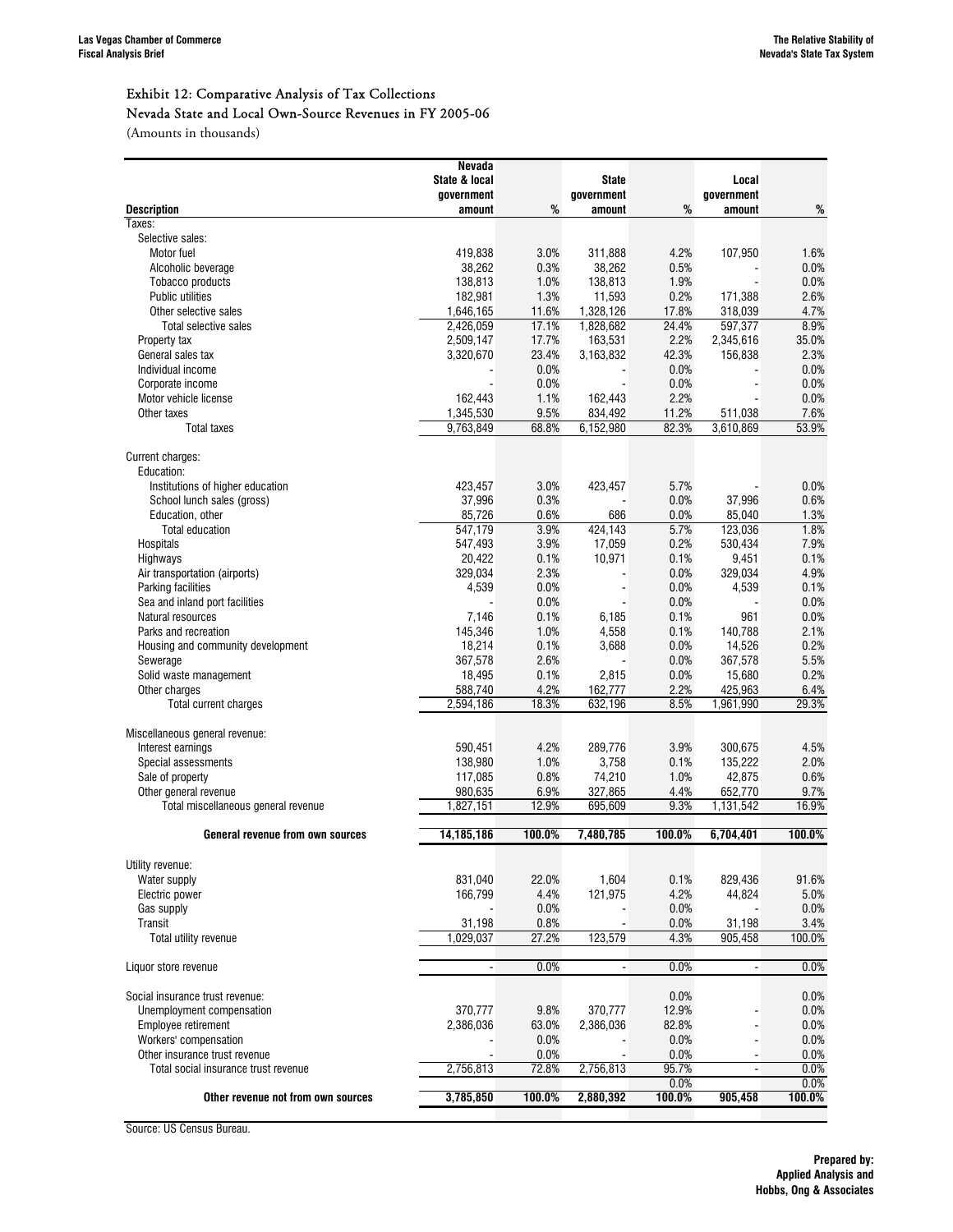### Exhibit 12: Comparative Analysis of Tax Collections
### Nevada State and Local Own-Source Revenues in FY 2005-06
(Amounts in thousands)

| Description | Nevada State & local government amount | % | State government amount | % | Local government amount | % |
|---|---|---|---|---|---|---|
| Taxes: | | | | | | |
| Selective sales: | | | | | | |
| Motor fuel | 419,838 | 3.0% | 311,888 | 4.2% | 107,950 | 1.6% |
| Alcoholic beverage | 38,262 | 0.3% | 38,262 | 0.5% | - | 0.0% |
| Tobacco products | 138,813 | 1.0% | 138,813 | 1.9% | - | 0.0% |
| Public utilities | 182,981 | 1.3% | 11,593 | 0.2% | 171,388 | 2.6% |
| Other selective sales | 1,646,165 | 11.6% | 1,328,126 | 17.8% | 318,039 | 4.7% |
| Total selective sales | 2,426,059 | 17.1% | 1,828,682 | 24.4% | 597,377 | 8.9% |
| Property tax | 2,509,147 | 17.7% | 163,531 | 2.2% | 2,345,616 | 35.0% |
| General sales tax | 3,320,670 | 23.4% | 3,163,832 | 42.3% | 156,838 | 2.3% |
| Individual income | - | 0.0% | - | 0.0% | - | 0.0% |
| Corporate income | - | 0.0% | - | 0.0% | - | 0.0% |
| Motor vehicle license | 162,443 | 1.1% | 162,443 | 2.2% | - | 0.0% |
| Other taxes | 1,345,530 | 9.5% | 834,492 | 11.2% | 511,038 | 7.6% |
| Total taxes | 9,763,849 | 68.8% | 6,152,980 | 82.3% | 3,610,869 | 53.9% |
| Current charges: | | | | | | |
| Education: | | | | | | |
| Institutions of higher education | 423,457 | 3.0% | 423,457 | 5.7% | - | 0.0% |
| School lunch sales (gross) | 37,996 | 0.3% | - | 0.0% | 37,996 | 0.6% |
| Education, other | 85,726 | 0.6% | 686 | 0.0% | 85,040 | 1.3% |
| Total education | 547,179 | 3.9% | 424,143 | 5.7% | 123,036 | 1.8% |
| Hospitals | 547,493 | 3.9% | 17,059 | 0.2% | 530,434 | 7.9% |
| Highways | 20,422 | 0.1% | 10,971 | 0.1% | 9,451 | 0.1% |
| Air transportation (airports) | 329,034 | 2.3% | - | 0.0% | 329,034 | 4.9% |
| Parking facilities | 4,539 | 0.0% | - | 0.0% | 4,539 | 0.1% |
| Sea and inland port facilities | - | 0.0% | - | 0.0% | - | 0.0% |
| Natural resources | 7,146 | 0.1% | 6,185 | 0.1% | 961 | 0.0% |
| Parks and recreation | 145,346 | 1.0% | 4,558 | 0.1% | 140,788 | 2.1% |
| Housing and community development | 18,214 | 0.1% | 3,688 | 0.0% | 14,526 | 0.2% |
| Sewerage | 367,578 | 2.6% | - | 0.0% | 367,578 | 5.5% |
| Solid waste management | 18,495 | 0.1% | 2,815 | 0.0% | 15,680 | 0.2% |
| Other charges | 588,740 | 4.2% | 162,777 | 2.2% | 425,963 | 6.4% |
| Total current charges | 2,594,186 | 18.3% | 632,196 | 8.5% | 1,961,990 | 29.3% |
| Miscellaneous general revenue: | | | | | | |
| Interest earnings | 590,451 | 4.2% | 289,776 | 3.9% | 300,675 | 4.5% |
| Special assessments | 138,980 | 1.0% | 3,758 | 0.1% | 135,222 | 2.0% |
| Sale of property | 117,085 | 0.8% | 74,210 | 1.0% | 42,875 | 0.6% |
| Other general revenue | 980,635 | 6.9% | 327,865 | 4.4% | 652,770 | 9.7% |
| Total miscellaneous general revenue | 1,827,151 | 12.9% | 695,609 | 9.3% | 1,131,542 | 16.9% |
| **General revenue from own sources** | **14,185,186** | **100.0%** | **7,480,785** | **100.0%** | **6,704,401** | **100.0%** |
| Utility revenue: | | | | | | |
| Water supply | 831,040 | 22.0% | 1,604 | 0.1% | 829,436 | 91.6% |
| Electric power | 166,799 | 4.4% | 121,975 | 4.2% | 44,824 | 5.0% |
| Gas supply | - | 0.0% | - | 0.0% | - | 0.0% |
| Transit | 31,198 | 0.8% | - | 0.0% | 31,198 | 3.4% |
| Total utility revenue | 1,029,037 | 27.2% | 123,579 | 4.3% | 905,458 | 100.0% |
| Liquor store revenue | - | 0.0% | - | 0.0% | - | 0.0% |
| Social insurance trust revenue: | | | | 0.0% | | 0.0% |
| Unemployment compensation | 370,777 | 9.8% | 370,777 | 12.9% | - | 0.0% |
| Employee retirement | 2,386,036 | 63.0% | 2,386,036 | 82.8% | - | 0.0% |
| Workers' compensation | - | 0.0% | - | 0.0% | - | 0.0% |
| Other insurance trust revenue | - | 0.0% | - | 0.0% | - | 0.0% |
| Total social insurance trust revenue | 2,756,813 | 72.8% | 2,756,813 | 95.7% | - | 0.0% |
| | | | | 0.0% | | 0.0% |
| **Other revenue not from own sources** | **3,785,850** | **100.0%** | **2,880,392** | **100.0%** | **905,458** | **100.0%** |

Source: US Census Bureau.

**Prepared by:**
**Applied Analysis and**
**Hobbs, Ong & Associates**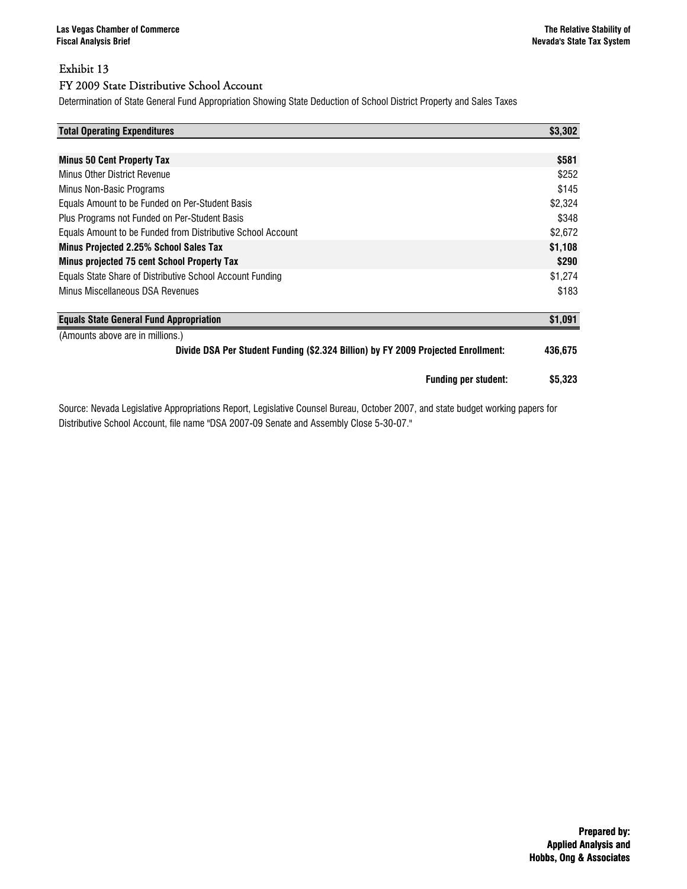# Exhibit 13

## FY 2009 State Distributive School Account

Determination of State General Fund Appropriation Showing State Deduction of School District Property and Sales Taxes

| | |
|---|---|
| **Total Operating Expenditures** | **$3,302** |
| | |
| **Minus 50 Cent Property Tax** | **$581** |
| Minus Other District Revenue | $252 |
| Minus Non-Basic Programs | $145 |
| Equals Amount to be Funded on Per-Student Basis | $2,324 |
| Plus Programs not Funded on Per-Student Basis | $348 |
| Equals Amount to be Funded from Distributive School Account | $2,672 |
| **Minus Projected 2.25% School Sales Tax** | **$1,108** |
| **Minus projected 75 cent School Property Tax** | **$290** |
| Equals State Share of Distributive School Account Funding | $1,274 |
| Minus Miscellaneous DSA Revenues | $183 |
| | |
| **Equals State General Fund Appropriation** | **$1,091** |
| (Amounts above are in millions.) | |
| **Divide DSA Per Student Funding ($2.324 Billion) by FY 2009 Projected Enrollment:** | **436,675** |
| **Funding per student:** | **$5,323** |

Source: Nevada Legislative Appropriations Report, Legislative Counsel Bureau, October 2007, and state budget working papers for Distributive School Account, file name "DSA 2007-09 Senate and Assembly Close 5-30-07."

**Prepared by:**
**Applied Analysis and**
**Hobbs, Ong & Associates**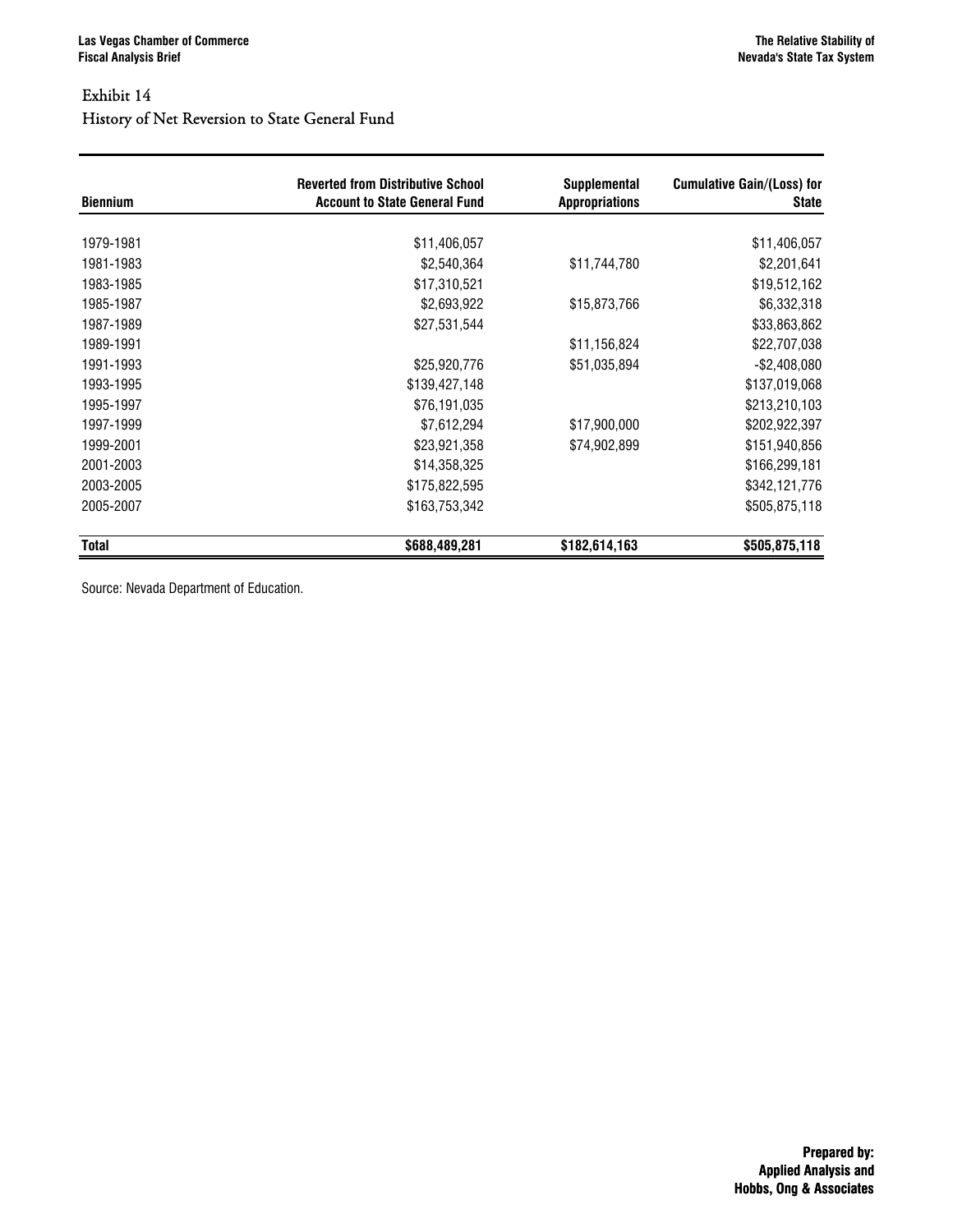Exhibit 14

History of Net Reversion to State General Fund

| Biennium | Reverted from Distributive School Account to State General Fund | Supplemental Appropriations | Cumulative Gain/(Loss) for State |
|---|---|---|---|
| 1979-1981 | $11,406,057 | | $11,406,057 |
| 1981-1983 | $2,540,364 | $11,744,780 | $2,201,641 |
| 1983-1985 | $17,310,521 | | $19,512,162 |
| 1985-1987 | $2,693,922 | $15,873,766 | $6,332,318 |
| 1987-1989 | $27,531,544 | | $33,863,862 |
| 1989-1991 | | $11,156,824 | $22,707,038 |
| 1991-1993 | $25,920,776 | $51,035,894 | -$2,408,080 |
| 1993-1995 | $139,427,148 | | $137,019,068 |
| 1995-1997 | $76,191,035 | | $213,210,103 |
| 1997-1999 | $7,612,294 | $17,900,000 | $202,922,397 |
| 1999-2001 | $23,921,358 | $74,902,899 | $151,940,856 |
| 2001-2003 | $14,358,325 | | $166,299,181 |
| 2003-2005 | $175,822,595 | | $342,121,776 |
| 2005-2007 | $163,753,342 | | $505,875,118 |
| **Total** | **$688,489,281** | **$182,614,163** | **$505,875,118** |

Source: Nevada Department of Education.

**Prepared by:**
**Applied Analysis and**
**Hobbs, Ong & Associates**